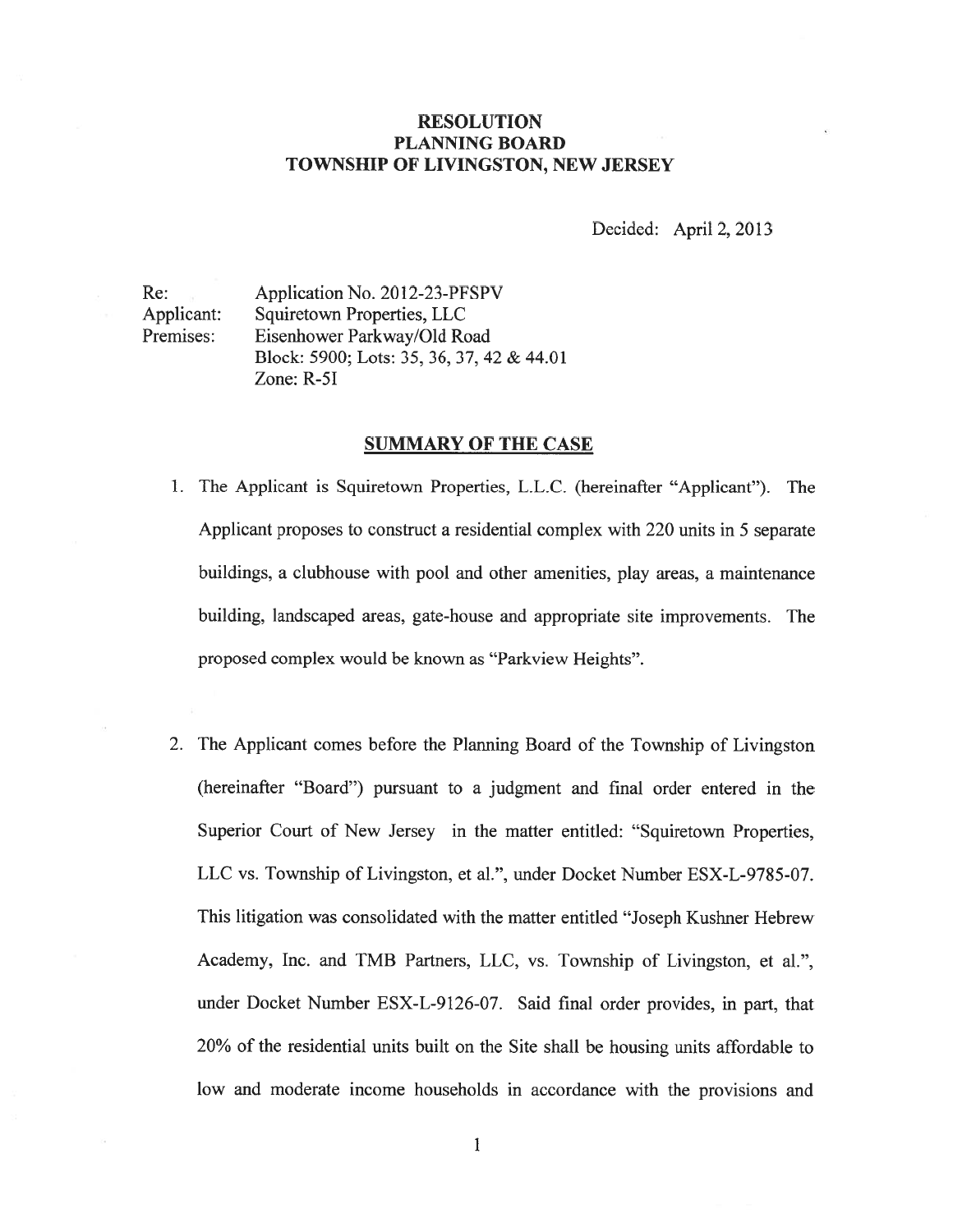# RESOLUTION
## PLANNING BOARD
## TOWNSHIP OF LIVINGSTON, NEW JERSEY

Decided: April 2, 2013

Re: Application No. 2012-23-PFSPV
Applicant: Squiretown Properties, LLC
Premises: Eisenhower Parkway/Old Road
Block: 5900; Lots: 35, 36, 37, 42 & 44.01
Zone: R-5I

## SUMMARY OF THE CASE

1. The Applicant is Squiretown Properties, L.L.C. (hereinafter "Applicant"). The Applicant proposes to construct a residential complex with 220 units in 5 separate buildings, a clubhouse with pool and other amenities, play areas, a maintenance building, landscaped areas, gate-house and appropriate site improvements. The proposed complex would be known as "Parkview Heights".

2. The Applicant comes before the Planning Board of the Township of Livingston (hereinafter "Board") pursuant to a judgment and final order entered in the Superior Court of New Jersey in the matter entitled: "Squiretown Properties, LLC vs. Township of Livingston, et al.", under Docket Number ESX-L-9785-07. This litigation was consolidated with the matter entitled "Joseph Kushner Hebrew Academy, Inc. and TMB Partners, LLC, vs. Township of Livingston, et al.", under Docket Number ESX-L-9126-07. Said final order provides, in part, that 20% of the residential units built on the Site shall be housing units affordable to low and moderate income households in accordance with the provisions and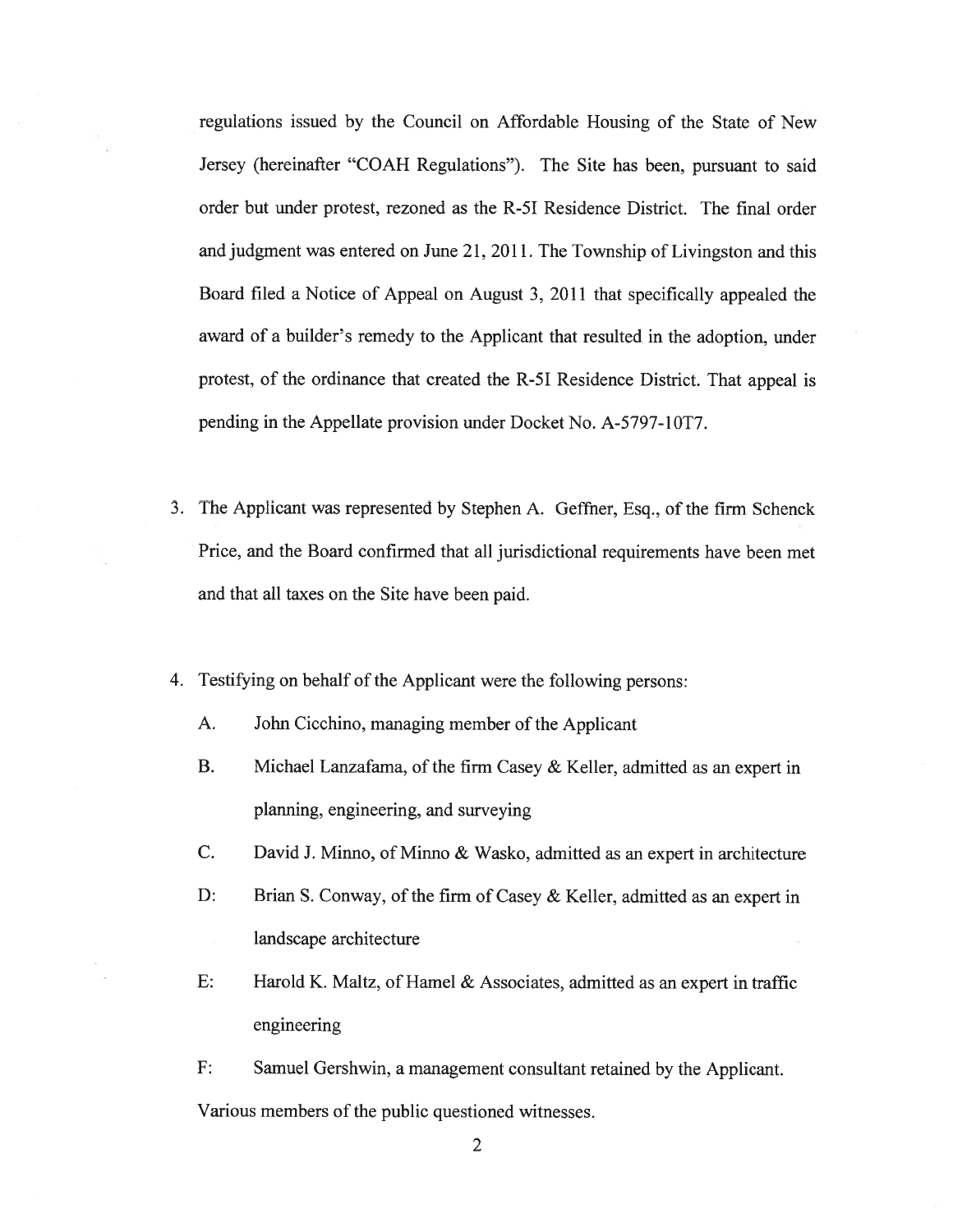regulations issued by the Council on Affordable Housing of the State of New Jersey (hereinafter "COAH Regulations"). The Site has been, pursuant to said order but under protest, rezoned as the R-5I Residence District. The final order and judgment was entered on June 21, 2011. The Township of Livingston and this Board filed a Notice of Appeal on August 3, 2011 that specifically appealed the award of a builder's remedy to the Applicant that resulted in the adoption, under protest, of the ordinance that created the R-5I Residence District. That appeal is pending in the Appellate provision under Docket No. A-5797-10T7.

3. The Applicant was represented by Stephen A. Geffner, Esq., of the firm Schenck Price, and the Board confirmed that all jurisdictional requirements have been met and that all taxes on the Site have been paid.

4. Testifying on behalf of the Applicant were the following persons:

   A. John Cicchino, managing member of the Applicant

   B. Michael Lanzafama, of the firm Casey & Keller, admitted as an expert in planning, engineering, and surveying

   C. David J. Minno, of Minno & Wasko, admitted as an expert in architecture

   D: Brian S. Conway, of the firm of Casey & Keller, admitted as an expert in landscape architecture

   E: Harold K. Maltz, of Hamel & Associates, admitted as an expert in traffic engineering

   F: Samuel Gershwin, a management consultant retained by the Applicant.

   Various members of the public questioned witnesses.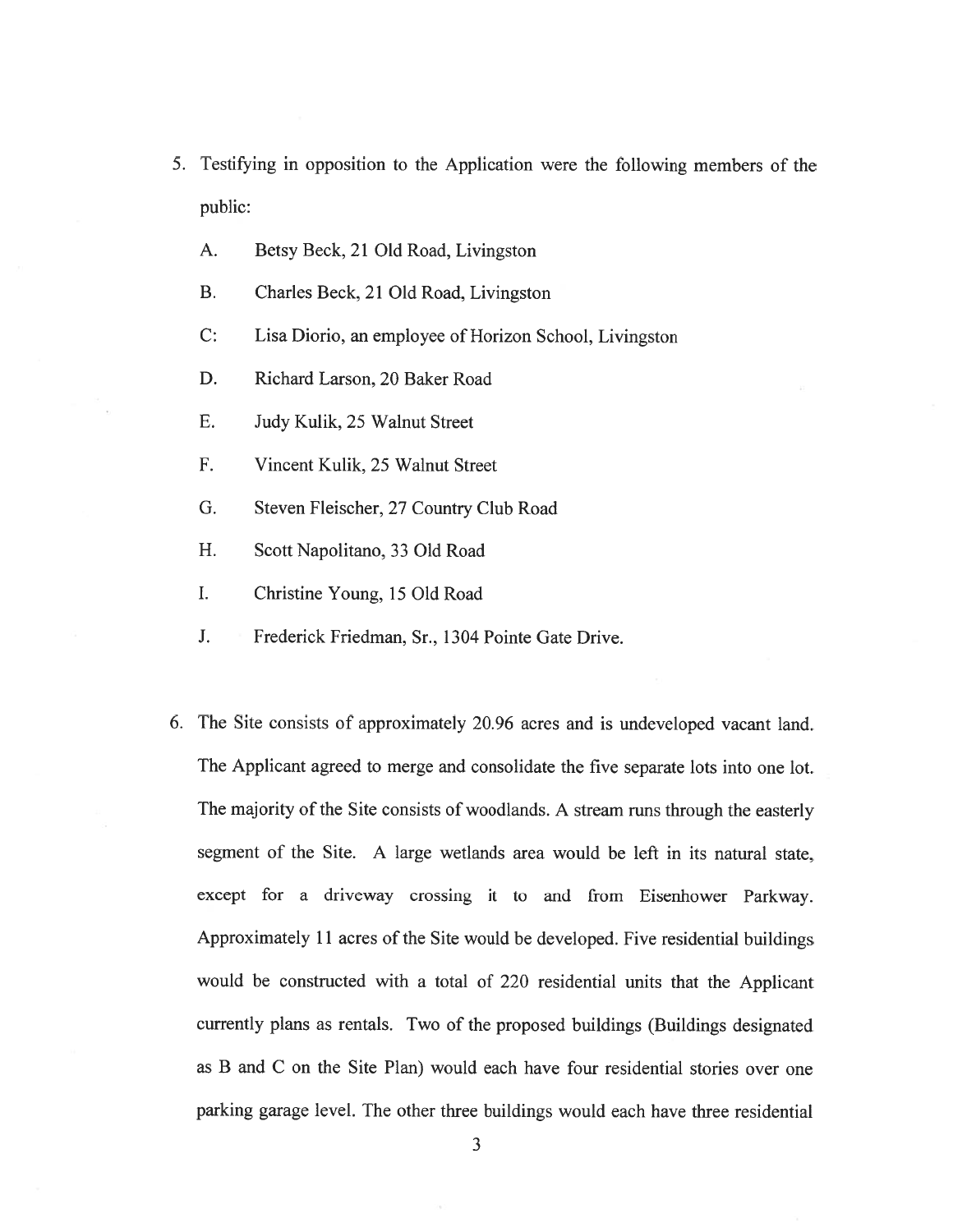5. Testifying in opposition to the Application were the following members of the public:

   A. Betsy Beck, 21 Old Road, Livingston

   B. Charles Beck, 21 Old Road, Livingston

   C: Lisa Diorio, an employee of Horizon School, Livingston

   D. Richard Larson, 20 Baker Road

   E. Judy Kulik, 25 Walnut Street

   F. Vincent Kulik, 25 Walnut Street

   G. Steven Fleischer, 27 Country Club Road

   H. Scott Napolitano, 33 Old Road

   I. Christine Young, 15 Old Road

   J. Frederick Friedman, Sr., 1304 Pointe Gate Drive.

6. The Site consists of approximately 20.96 acres and is undeveloped vacant land. The Applicant agreed to merge and consolidate the five separate lots into one lot. The majority of the Site consists of woodlands. A stream runs through the easterly segment of the Site. A large wetlands area would be left in its natural state, except for a driveway crossing it to and from Eisenhower Parkway. Approximately 11 acres of the Site would be developed. Five residential buildings would be constructed with a total of 220 residential units that the Applicant currently plans as rentals. Two of the proposed buildings (Buildings designated as B and C on the Site Plan) would each have four residential stories over one parking garage level. The other three buildings would each have three residential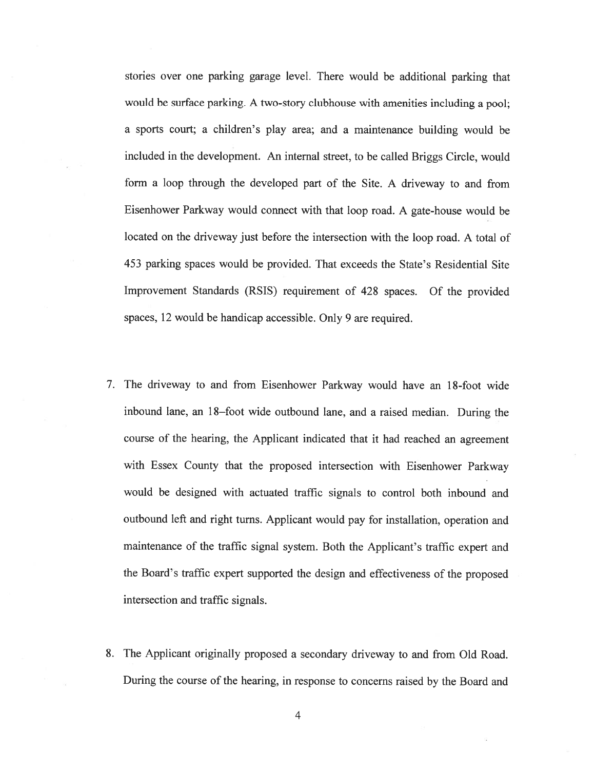stories over one parking garage level. There would be additional parking that would be surface parking. A two-story clubhouse with amenities including a pool; a sports court; a children's play area; and a maintenance building would be included in the development. An internal street, to be called Briggs Circle, would form a loop through the developed part of the Site. A driveway to and from Eisenhower Parkway would connect with that loop road. A gate-house would be located on the driveway just before the intersection with the loop road. A total of 453 parking spaces would be provided. That exceeds the State's Residential Site Improvement Standards (RSIS) requirement of 428 spaces. Of the provided spaces, 12 would be handicap accessible. Only 9 are required.

7. The driveway to and from Eisenhower Parkway would have an 18-foot wide inbound lane, an 18–foot wide outbound lane, and a raised median. During the course of the hearing, the Applicant indicated that it had reached an agreement with Essex County that the proposed intersection with Eisenhower Parkway would be designed with actuated traffic signals to control both inbound and outbound left and right turns. Applicant would pay for installation, operation and maintenance of the traffic signal system. Both the Applicant's traffic expert and the Board's traffic expert supported the design and effectiveness of the proposed intersection and traffic signals.

8. The Applicant originally proposed a secondary driveway to and from Old Road. During the course of the hearing, in response to concerns raised by the Board and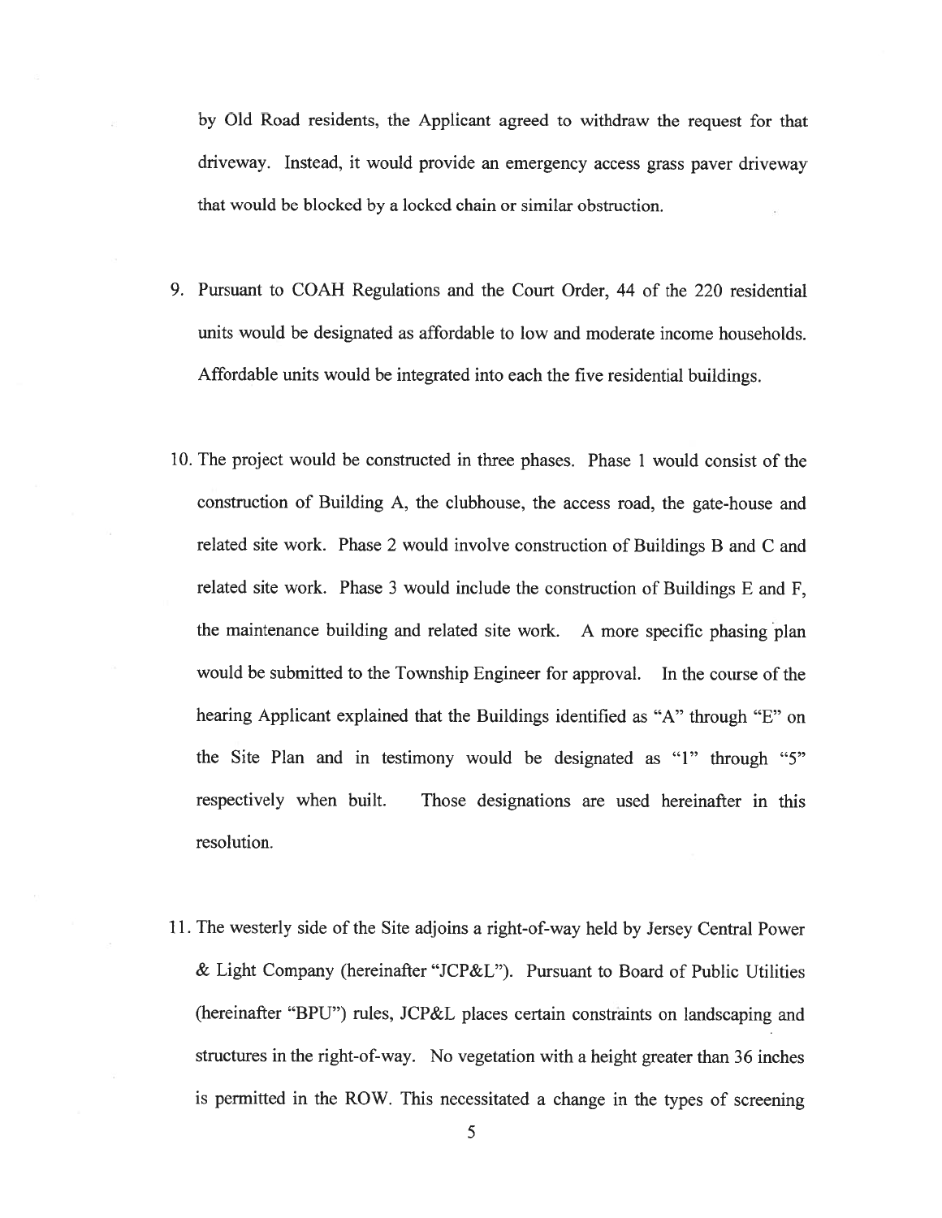by Old Road residents, the Applicant agreed to withdraw the request for that driveway. Instead, it would provide an emergency access grass paver driveway that would be blocked by a locked chain or similar obstruction.

9. Pursuant to COAH Regulations and the Court Order, 44 of the 220 residential units would be designated as affordable to low and moderate income households. Affordable units would be integrated into each the five residential buildings.

10. The project would be constructed in three phases. Phase 1 would consist of the construction of Building A, the clubhouse, the access road, the gate-house and related site work. Phase 2 would involve construction of Buildings B and C and related site work. Phase 3 would include the construction of Buildings E and F, the maintenance building and related site work. A more specific phasing plan would be submitted to the Township Engineer for approval. In the course of the hearing Applicant explained that the Buildings identified as "A" through "E" on the Site Plan and in testimony would be designated as "1" through "5" respectively when built. Those designations are used hereinafter in this resolution.

11. The westerly side of the Site adjoins a right-of-way held by Jersey Central Power & Light Company (hereinafter "JCP&L"). Pursuant to Board of Public Utilities (hereinafter "BPU") rules, JCP&L places certain constraints on landscaping and structures in the right-of-way. No vegetation with a height greater than 36 inches is permitted in the ROW. This necessitated a change in the types of screening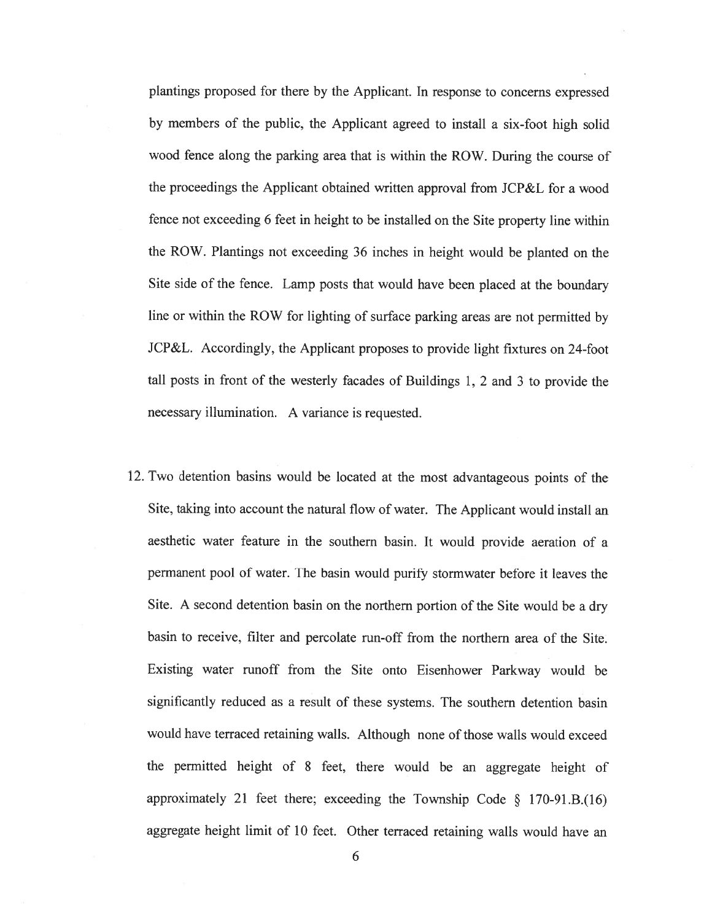plantings proposed for there by the Applicant. In response to concerns expressed by members of the public, the Applicant agreed to install a six-foot high solid wood fence along the parking area that is within the ROW. During the course of the proceedings the Applicant obtained written approval from JCP&L for a wood fence not exceeding 6 feet in height to be installed on the Site property line within the ROW. Plantings not exceeding 36 inches in height would be planted on the Site side of the fence. Lamp posts that would have been placed at the boundary line or within the ROW for lighting of surface parking areas are not permitted by JCP&L. Accordingly, the Applicant proposes to provide light fixtures on 24-foot tall posts in front of the westerly facades of Buildings 1, 2 and 3 to provide the necessary illumination. A variance is requested.

12. Two detention basins would be located at the most advantageous points of the Site, taking into account the natural flow of water. The Applicant would install an aesthetic water feature in the southern basin. It would provide aeration of a permanent pool of water. The basin would purify stormwater before it leaves the Site. A second detention basin on the northern portion of the Site would be a dry basin to receive, filter and percolate run-off from the northern area of the Site. Existing water runoff from the Site onto Eisenhower Parkway would be significantly reduced as a result of these systems. The southern detention basin would have terraced retaining walls. Although none of those walls would exceed the permitted height of 8 feet, there would be an aggregate height of approximately 21 feet there; exceeding the Township Code § 170-91.B.(16) aggregate height limit of 10 feet. Other terraced retaining walls would have an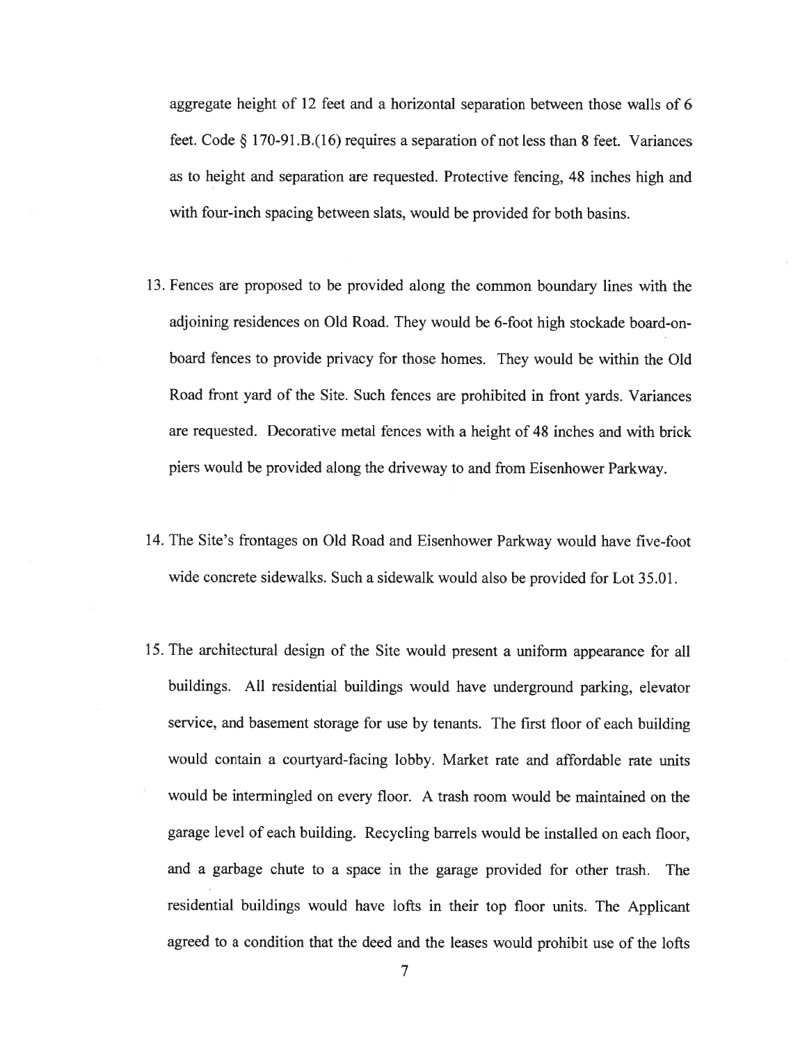aggregate height of 12 feet and a horizontal separation between those walls of 6 feet. Code § 170-91.B.(16) requires a separation of not less than 8 feet. Variances as to height and separation are requested. Protective fencing, 48 inches high and with four-inch spacing between slats, would be provided for both basins.

13. Fences are proposed to be provided along the common boundary lines with the adjoining residences on Old Road. They would be 6-foot high stockade board-on-board fences to provide privacy for those homes. They would be within the Old Road front yard of the Site. Such fences are prohibited in front yards. Variances are requested. Decorative metal fences with a height of 48 inches and with brick piers would be provided along the driveway to and from Eisenhower Parkway.

14. The Site's frontages on Old Road and Eisenhower Parkway would have five-foot wide concrete sidewalks. Such a sidewalk would also be provided for Lot 35.01.

15. The architectural design of the Site would present a uniform appearance for all buildings. All residential buildings would have underground parking, elevator service, and basement storage for use by tenants. The first floor of each building would contain a courtyard-facing lobby. Market rate and affordable rate units would be intermingled on every floor. A trash room would be maintained on the garage level of each building. Recycling barrels would be installed on each floor, and a garbage chute to a space in the garage provided for other trash. The residential buildings would have lofts in their top floor units. The Applicant agreed to a condition that the deed and the leases would prohibit use of the lofts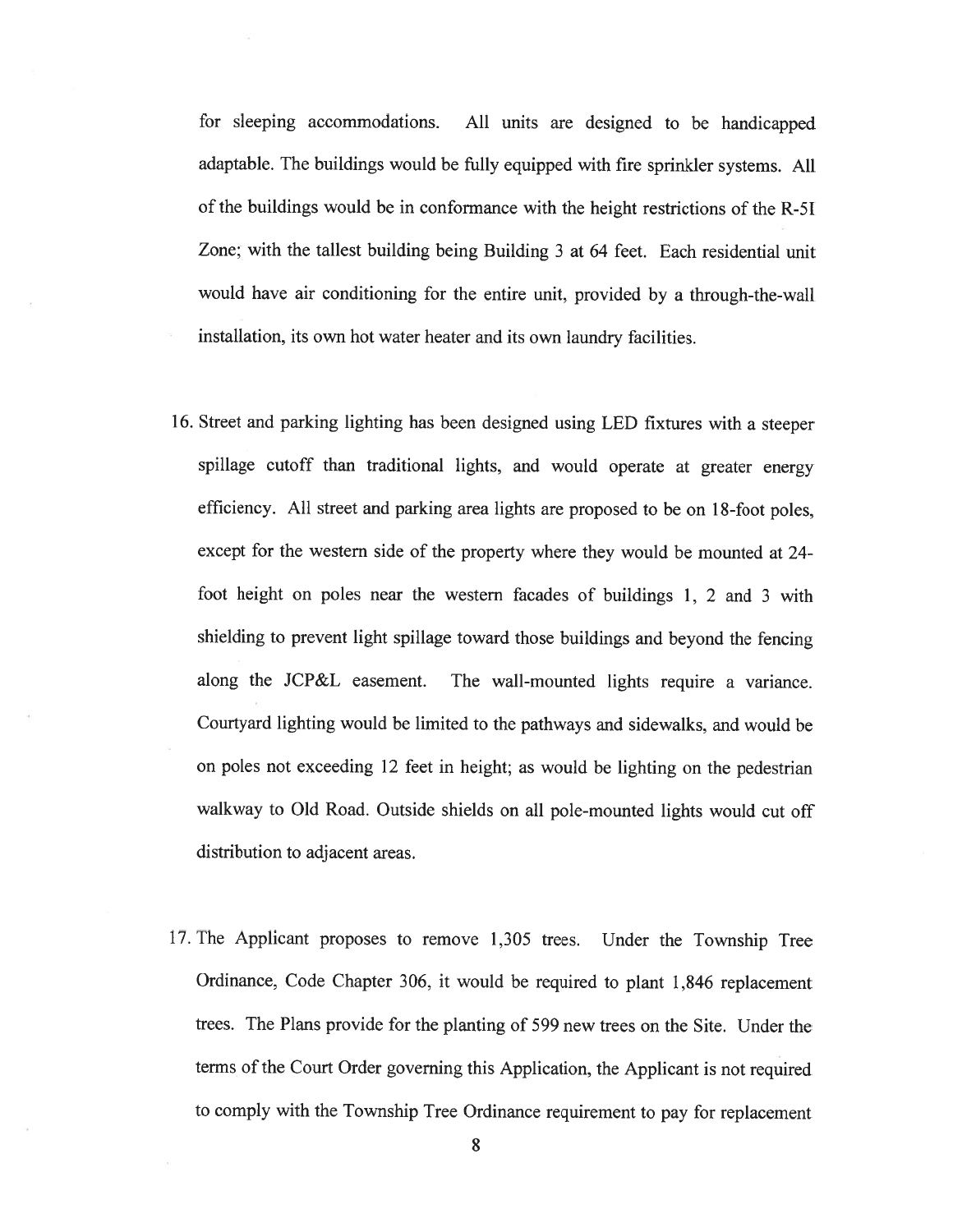for sleeping accommodations. All units are designed to be handicapped adaptable. The buildings would be fully equipped with fire sprinkler systems. All of the buildings would be in conformance with the height restrictions of the R-5I Zone; with the tallest building being Building 3 at 64 feet. Each residential unit would have air conditioning for the entire unit, provided by a through-the-wall installation, its own hot water heater and its own laundry facilities.

16. Street and parking lighting has been designed using LED fixtures with a steeper spillage cutoff than traditional lights, and would operate at greater energy efficiency. All street and parking area lights are proposed to be on 18-foot poles, except for the western side of the property where they would be mounted at 24-foot height on poles near the western facades of buildings 1, 2 and 3 with shielding to prevent light spillage toward those buildings and beyond the fencing along the JCP&L easement. The wall-mounted lights require a variance. Courtyard lighting would be limited to the pathways and sidewalks, and would be on poles not exceeding 12 feet in height; as would be lighting on the pedestrian walkway to Old Road. Outside shields on all pole-mounted lights would cut off distribution to adjacent areas.

17. The Applicant proposes to remove 1,305 trees. Under the Township Tree Ordinance, Code Chapter 306, it would be required to plant 1,846 replacement trees. The Plans provide for the planting of 599 new trees on the Site. Under the terms of the Court Order governing this Application, the Applicant is not required to comply with the Township Tree Ordinance requirement to pay for replacement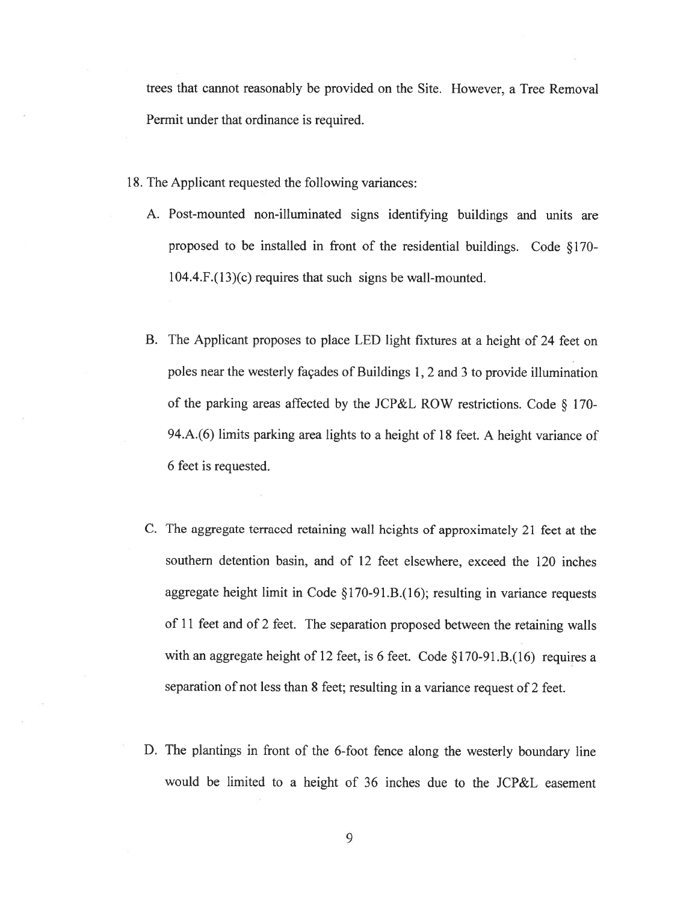trees that cannot reasonably be provided on the Site. However, a Tree Removal Permit under that ordinance is required.

18. The Applicant requested the following variances:

   A. Post-mounted non-illuminated signs identifying buildings and units are proposed to be installed in front of the residential buildings. Code §170-104.4.F.(13)(c) requires that such signs be wall-mounted.

   B. The Applicant proposes to place LED light fixtures at a height of 24 feet on poles near the westerly façades of Buildings 1, 2 and 3 to provide illumination of the parking areas affected by the JCP&L ROW restrictions. Code § 170-94.A.(6) limits parking area lights to a height of 18 feet. A height variance of 6 feet is requested.

   C. The aggregate terraced retaining wall heights of approximately 21 feet at the southern detention basin, and of 12 feet elsewhere, exceed the 120 inches aggregate height limit in Code §170-91.B.(16); resulting in variance requests of 11 feet and of 2 feet. The separation proposed between the retaining walls with an aggregate height of 12 feet, is 6 feet. Code §170-91.B.(16) requires a separation of not less than 8 feet; resulting in a variance request of 2 feet.

   D. The plantings in front of the 6-foot fence along the westerly boundary line would be limited to a height of 36 inches due to the JCP&L easement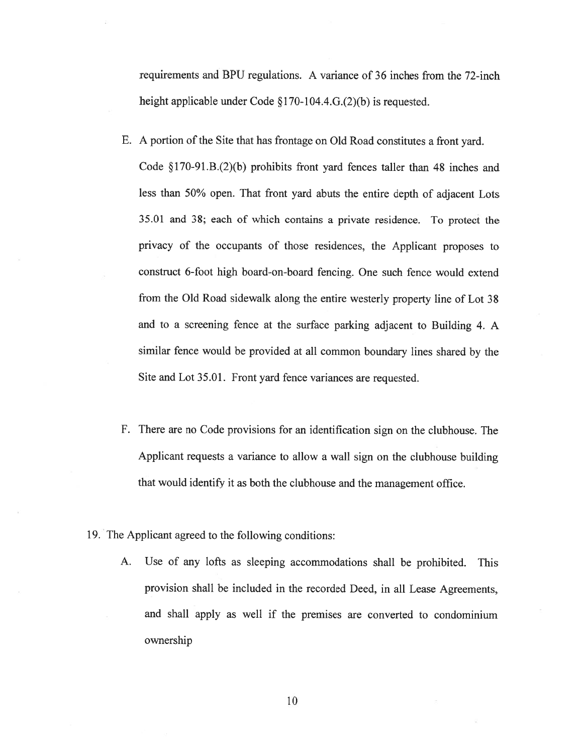requirements and BPU regulations. A variance of 36 inches from the 72-inch height applicable under Code §170-104.4.G.(2)(b) is requested.

E. A portion of the Site that has frontage on Old Road constitutes a front yard. Code §170-91.B.(2)(b) prohibits front yard fences taller than 48 inches and less than 50% open. That front yard abuts the entire depth of adjacent Lots 35.01 and 38; each of which contains a private residence. To protect the privacy of the occupants of those residences, the Applicant proposes to construct 6-foot high board-on-board fencing. One such fence would extend from the Old Road sidewalk along the entire westerly property line of Lot 38 and to a screening fence at the surface parking adjacent to Building 4. A similar fence would be provided at all common boundary lines shared by the Site and Lot 35.01. Front yard fence variances are requested.

F. There are no Code provisions for an identification sign on the clubhouse. The Applicant requests a variance to allow a wall sign on the clubhouse building that would identify it as both the clubhouse and the management office.

19. The Applicant agreed to the following conditions:

   A. Use of any lofts as sleeping accommodations shall be prohibited. This provision shall be included in the recorded Deed, in all Lease Agreements, and shall apply as well if the premises are converted to condominium ownership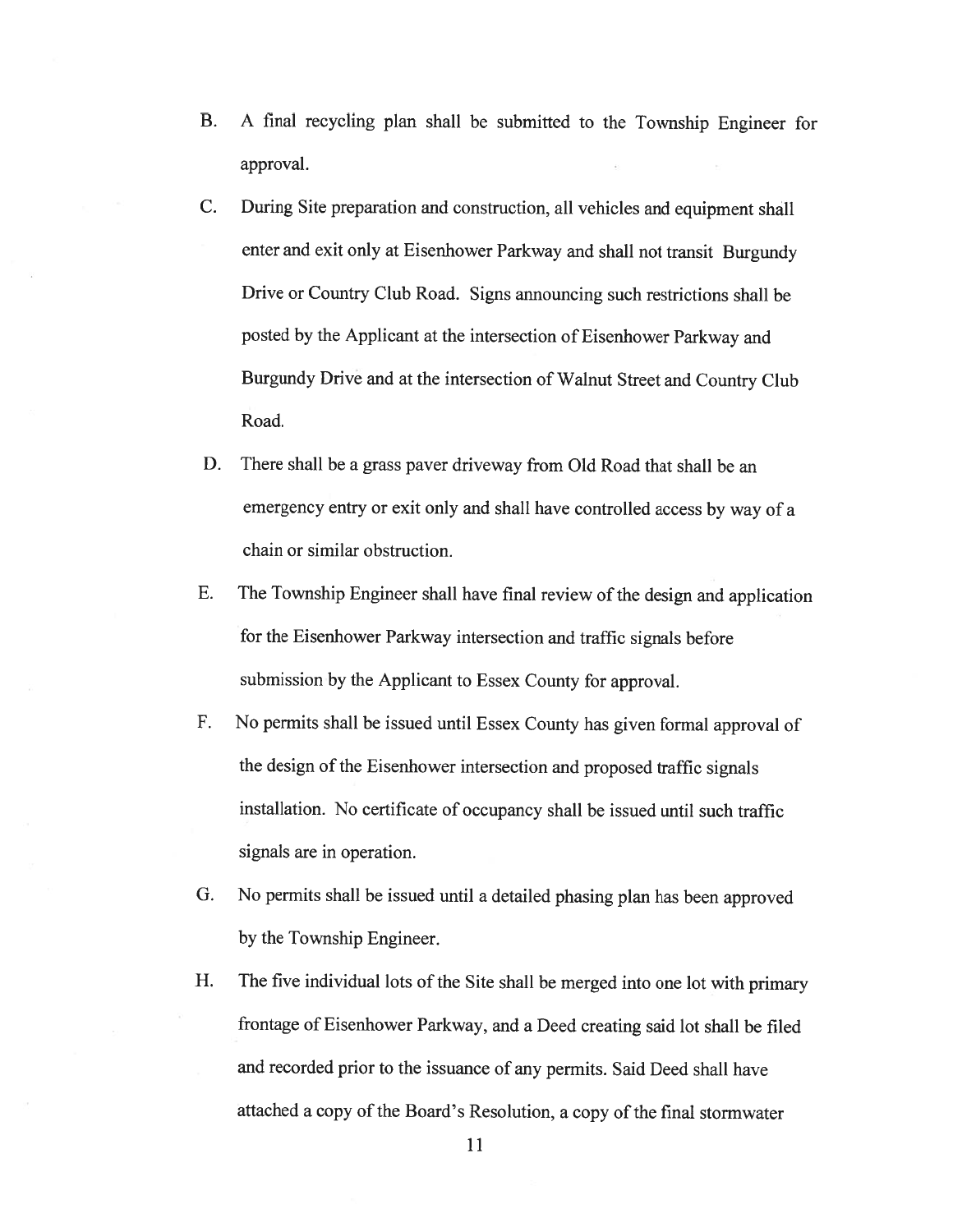B. A final recycling plan shall be submitted to the Township Engineer for approval.

C. During Site preparation and construction, all vehicles and equipment shall enter and exit only at Eisenhower Parkway and shall not transit Burgundy Drive or Country Club Road. Signs announcing such restrictions shall be posted by the Applicant at the intersection of Eisenhower Parkway and Burgundy Drive and at the intersection of Walnut Street and Country Club Road.

D. There shall be a grass paver driveway from Old Road that shall be an emergency entry or exit only and shall have controlled access by way of a chain or similar obstruction.

E. The Township Engineer shall have final review of the design and application for the Eisenhower Parkway intersection and traffic signals before submission by the Applicant to Essex County for approval.

F. No permits shall be issued until Essex County has given formal approval of the design of the Eisenhower intersection and proposed traffic signals installation. No certificate of occupancy shall be issued until such traffic signals are in operation.

G. No permits shall be issued until a detailed phasing plan has been approved by the Township Engineer.

H. The five individual lots of the Site shall be merged into one lot with primary frontage of Eisenhower Parkway, and a Deed creating said lot shall be filed and recorded prior to the issuance of any permits. Said Deed shall have attached a copy of the Board's Resolution, a copy of the final stormwater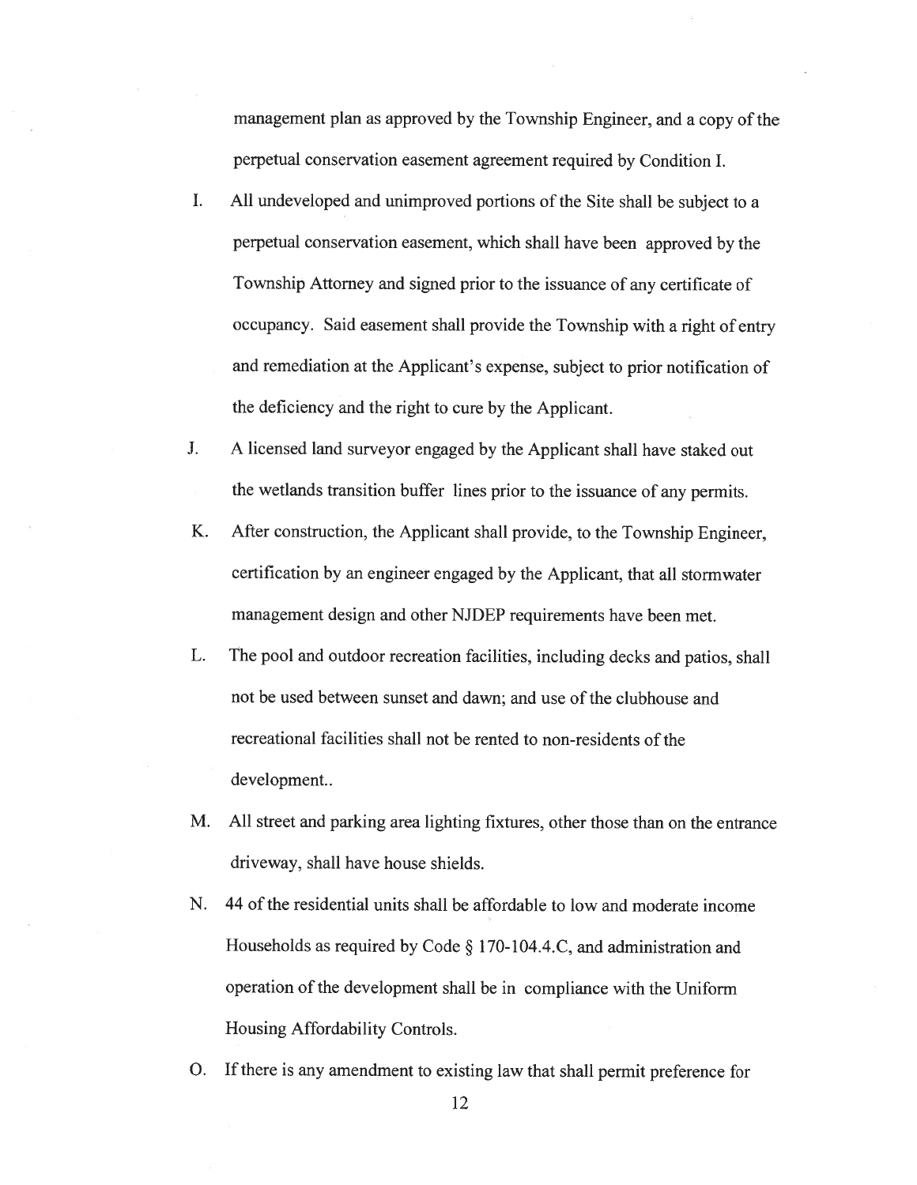management plan as approved by the Township Engineer, and a copy of the perpetual conservation easement agreement required by Condition I.

I. All undeveloped and unimproved portions of the Site shall be subject to a perpetual conservation easement, which shall have been approved by the Township Attorney and signed prior to the issuance of any certificate of occupancy. Said easement shall provide the Township with a right of entry and remediation at the Applicant's expense, subject to prior notification of the deficiency and the right to cure by the Applicant.

J. A licensed land surveyor engaged by the Applicant shall have staked out the wetlands transition buffer lines prior to the issuance of any permits.

K. After construction, the Applicant shall provide, to the Township Engineer, certification by an engineer engaged by the Applicant, that all stormwater management design and other NJDEP requirements have been met.

L. The pool and outdoor recreation facilities, including decks and patios, shall not be used between sunset and dawn; and use of the clubhouse and recreational facilities shall not be rented to non-residents of the development..

M. All street and parking area lighting fixtures, other those than on the entrance driveway, shall have house shields.

N. 44 of the residential units shall be affordable to low and moderate income Households as required by Code § 170-104.4.C, and administration and operation of the development shall be in compliance with the Uniform Housing Affordability Controls.

O. If there is any amendment to existing law that shall permit preference for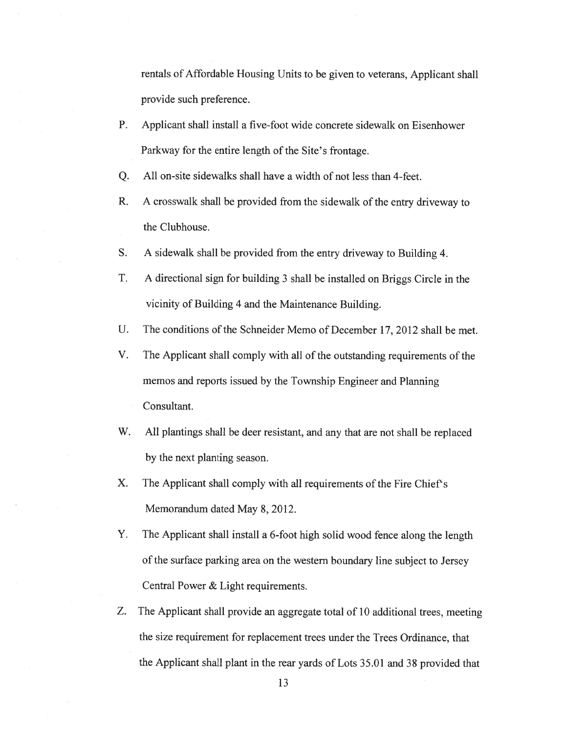rentals of Affordable Housing Units to be given to veterans, Applicant shall provide such preference.

P. Applicant shall install a five-foot wide concrete sidewalk on Eisenhower Parkway for the entire length of the Site's frontage.

Q. All on-site sidewalks shall have a width of not less than 4-feet.

R. A crosswalk shall be provided from the sidewalk of the entry driveway to the Clubhouse.

S. A sidewalk shall be provided from the entry driveway to Building 4.

T. A directional sign for building 3 shall be installed on Briggs Circle in the vicinity of Building 4 and the Maintenance Building.

U. The conditions of the Schneider Memo of December 17, 2012 shall be met.

V. The Applicant shall comply with all of the outstanding requirements of the memos and reports issued by the Township Engineer and Planning Consultant.

W. All plantings shall be deer resistant, and any that are not shall be replaced by the next planting season.

X. The Applicant shall comply with all requirements of the Fire Chief's Memorandum dated May 8, 2012.

Y. The Applicant shall install a 6-foot high solid wood fence along the length of the surface parking area on the western boundary line subject to Jersey Central Power & Light requirements.

Z. The Applicant shall provide an aggregate total of 10 additional trees, meeting the size requirement for replacement trees under the Trees Ordinance, that the Applicant shall plant in the rear yards of Lots 35.01 and 38 provided that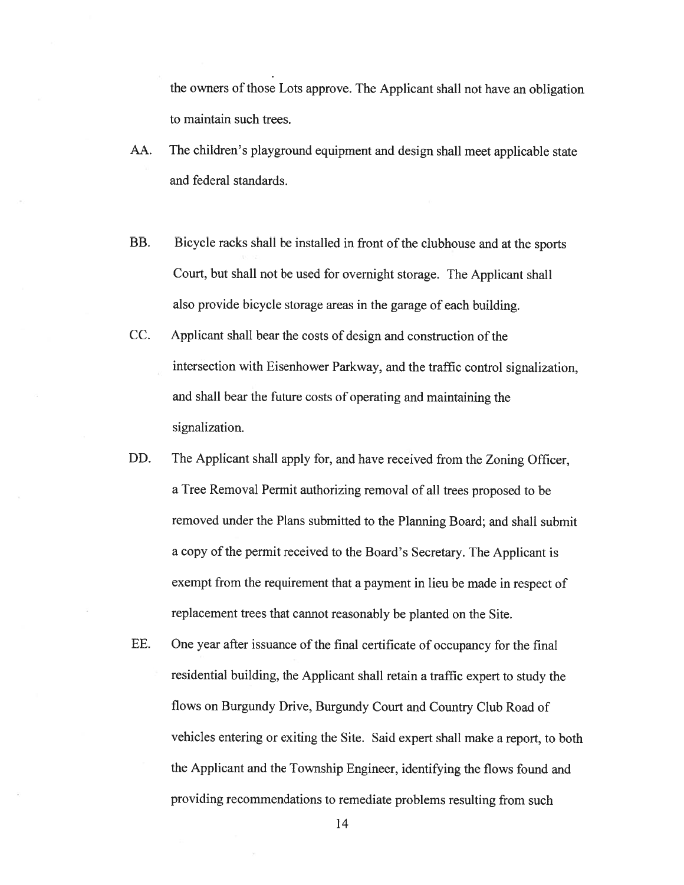the owners of those Lots approve. The Applicant shall not have an obligation to maintain such trees.

AA. The children's playground equipment and design shall meet applicable state and federal standards.

BB. Bicycle racks shall be installed in front of the clubhouse and at the sports Court, but shall not be used for overnight storage. The Applicant shall also provide bicycle storage areas in the garage of each building.

CC. Applicant shall bear the costs of design and construction of the intersection with Eisenhower Parkway, and the traffic control signalization, and shall bear the future costs of operating and maintaining the signalization.

DD. The Applicant shall apply for, and have received from the Zoning Officer, a Tree Removal Permit authorizing removal of all trees proposed to be removed under the Plans submitted to the Planning Board; and shall submit a copy of the permit received to the Board's Secretary. The Applicant is exempt from the requirement that a payment in lieu be made in respect of replacement trees that cannot reasonably be planted on the Site.

EE. One year after issuance of the final certificate of occupancy for the final residential building, the Applicant shall retain a traffic expert to study the flows on Burgundy Drive, Burgundy Court and Country Club Road of vehicles entering or exiting the Site. Said expert shall make a report, to both the Applicant and the Township Engineer, identifying the flows found and providing recommendations to remediate problems resulting from such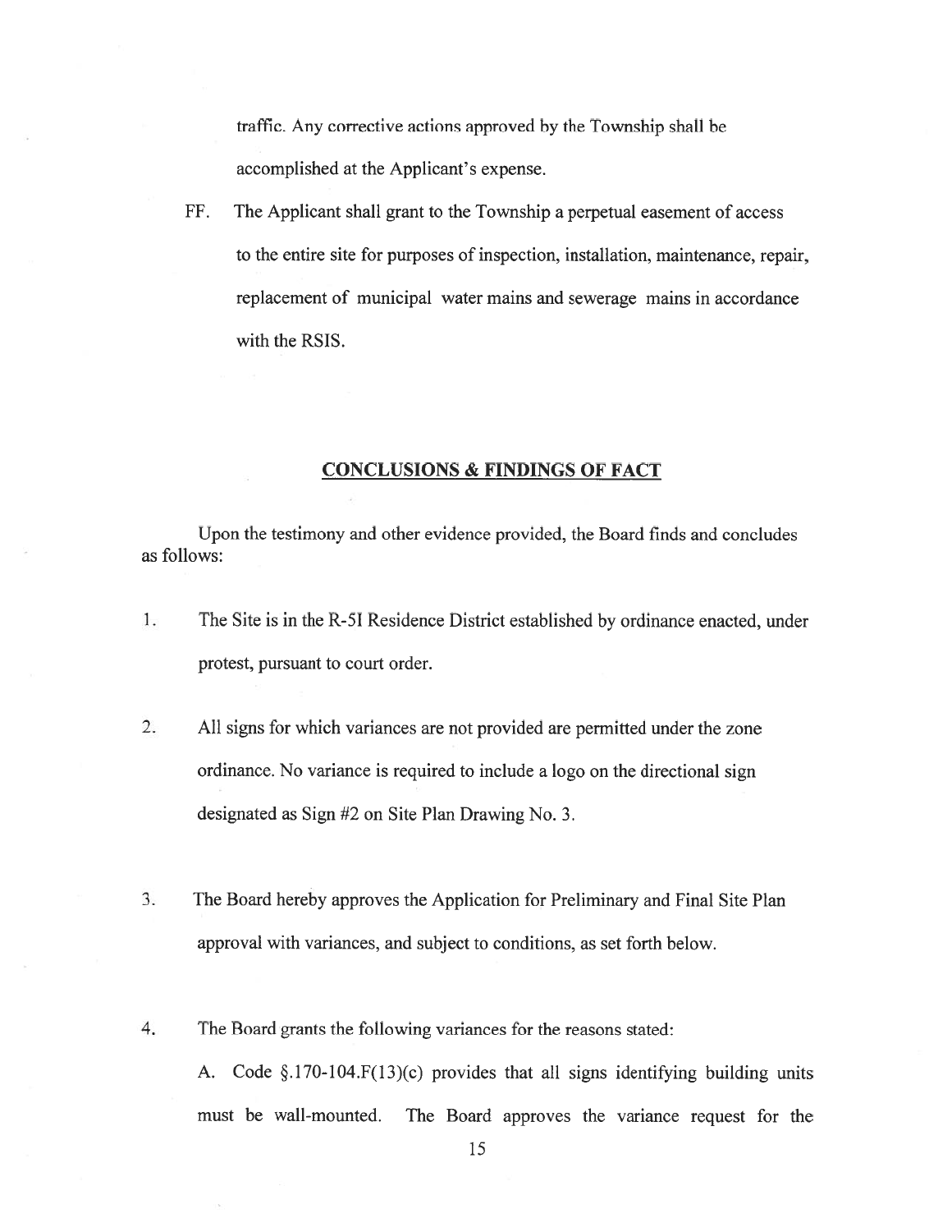traffic. Any corrective actions approved by the Township shall be accomplished at the Applicant's expense.

FF. The Applicant shall grant to the Township a perpetual easement of access to the entire site for purposes of inspection, installation, maintenance, repair, replacement of municipal water mains and sewerage mains in accordance with the RSIS.

## CONCLUSIONS & FINDINGS OF FACT

Upon the testimony and other evidence provided, the Board finds and concludes as follows:

1. The Site is in the R-5I Residence District established by ordinance enacted, under protest, pursuant to court order.

2. All signs for which variances are not provided are permitted under the zone ordinance. No variance is required to include a logo on the directional sign designated as Sign #2 on Site Plan Drawing No. 3.

3. The Board hereby approves the Application for Preliminary and Final Site Plan approval with variances, and subject to conditions, as set forth below.

4. The Board grants the following variances for the reasons stated:

   A. Code §.170-104.F(13)(c) provides that all signs identifying building units must be wall-mounted. The Board approves the variance request for the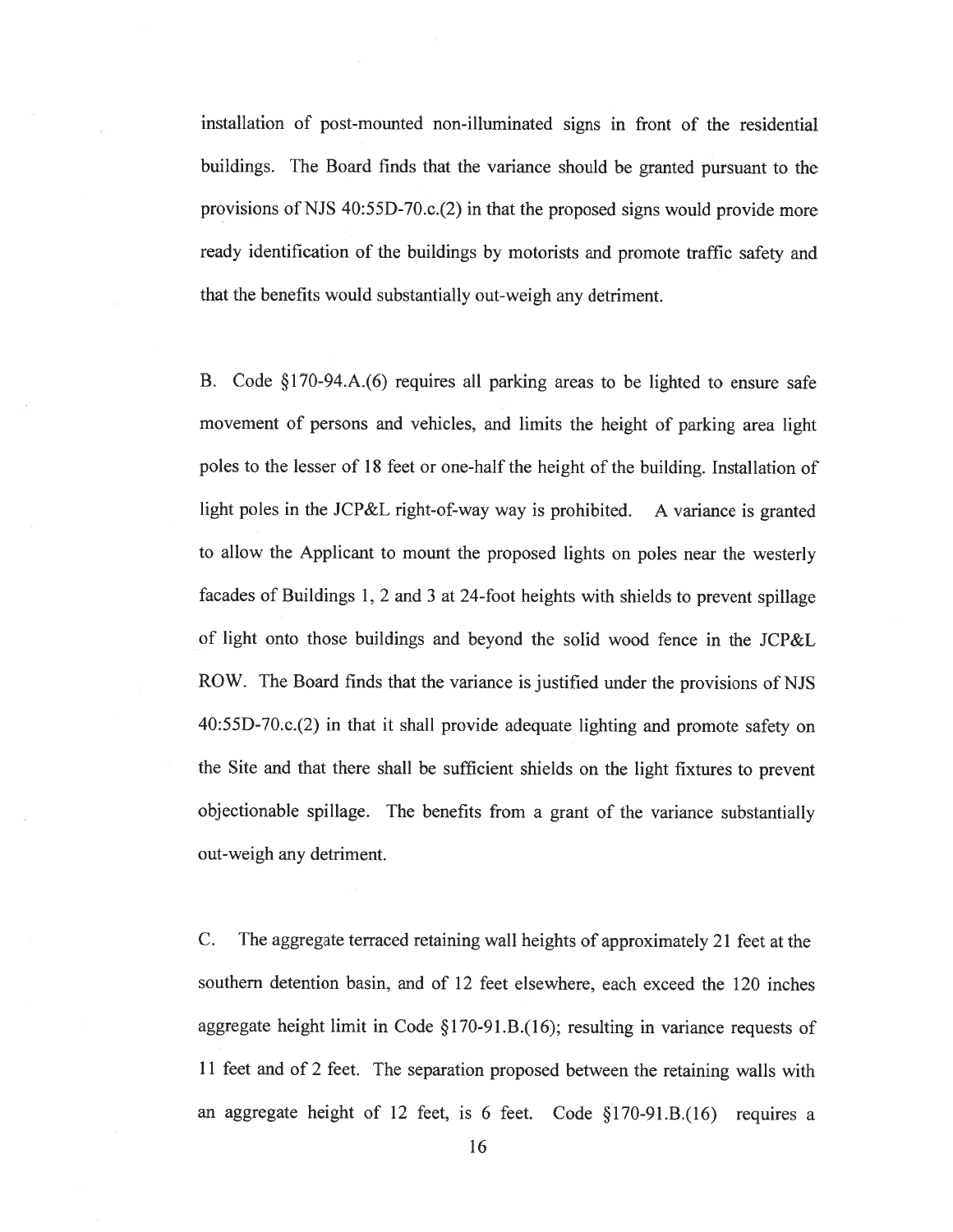installation of post-mounted non-illuminated signs in front of the residential buildings. The Board finds that the variance should be granted pursuant to the provisions of NJS 40:55D-70.c.(2) in that the proposed signs would provide more ready identification of the buildings by motorists and promote traffic safety and that the benefits would substantially out-weigh any detriment.

B. Code §170-94.A.(6) requires all parking areas to be lighted to ensure safe movement of persons and vehicles, and limits the height of parking area light poles to the lesser of 18 feet or one-half the height of the building. Installation of light poles in the JCP&L right-of-way way is prohibited. A variance is granted to allow the Applicant to mount the proposed lights on poles near the westerly facades of Buildings 1, 2 and 3 at 24-foot heights with shields to prevent spillage of light onto those buildings and beyond the solid wood fence in the JCP&L ROW. The Board finds that the variance is justified under the provisions of NJS 40:55D-70.c.(2) in that it shall provide adequate lighting and promote safety on the Site and that there shall be sufficient shields on the light fixtures to prevent objectionable spillage. The benefits from a grant of the variance substantially out-weigh any detriment.

C. The aggregate terraced retaining wall heights of approximately 21 feet at the southern detention basin, and of 12 feet elsewhere, each exceed the 120 inches aggregate height limit in Code §170-91.B.(16); resulting in variance requests of 11 feet and of 2 feet. The separation proposed between the retaining walls with an aggregate height of 12 feet, is 6 feet. Code §170-91.B.(16) requires a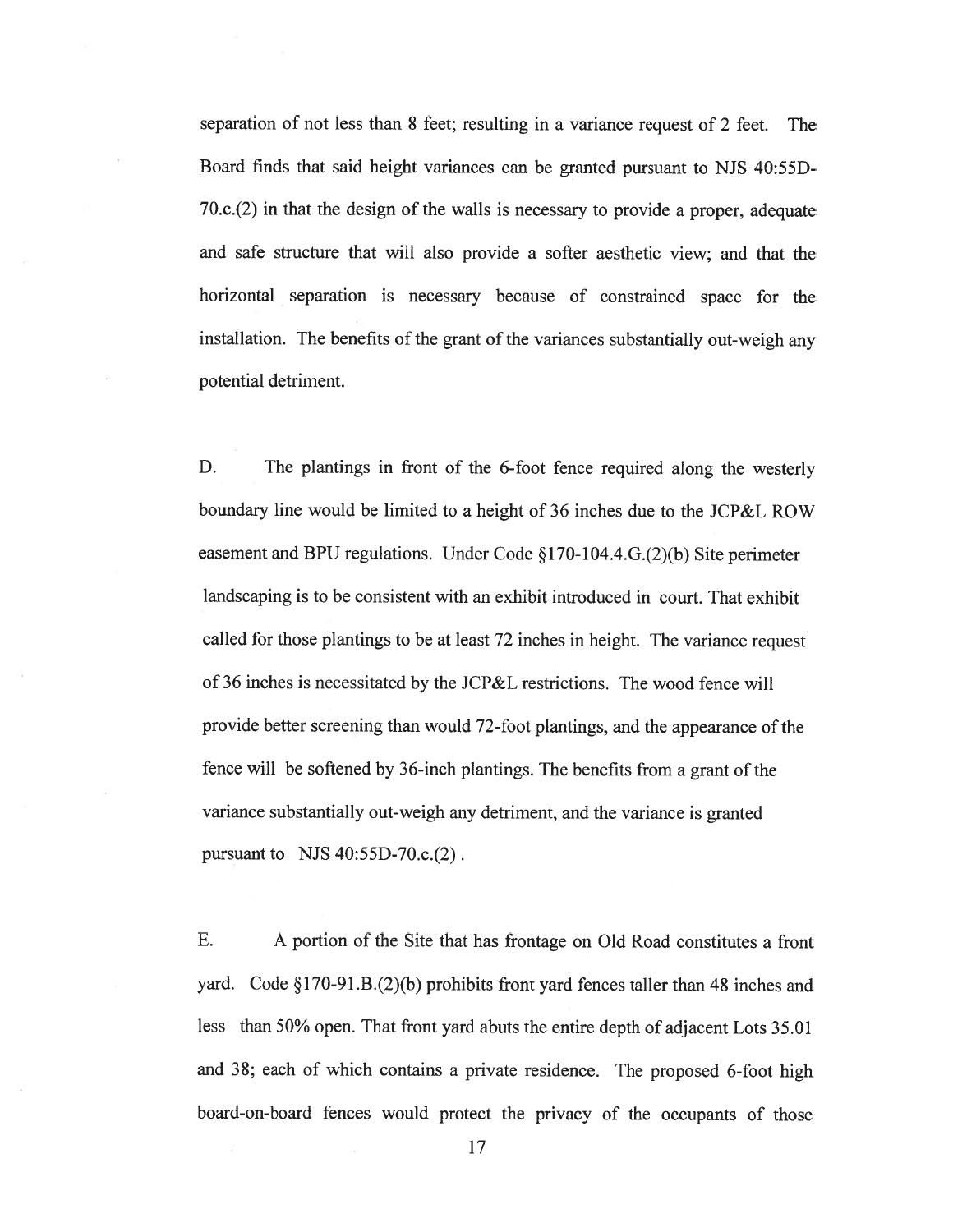separation of not less than 8 feet; resulting in a variance request of 2 feet. The Board finds that said height variances can be granted pursuant to NJS 40:55D-70.c.(2) in that the design of the walls is necessary to provide a proper, adequate and safe structure that will also provide a softer aesthetic view; and that the horizontal separation is necessary because of constrained space for the installation. The benefits of the grant of the variances substantially out-weigh any potential detriment.

D. The plantings in front of the 6-foot fence required along the westerly boundary line would be limited to a height of 36 inches due to the JCP&L ROW easement and BPU regulations. Under Code §170-104.4.G.(2)(b) Site perimeter landscaping is to be consistent with an exhibit introduced in court. That exhibit called for those plantings to be at least 72 inches in height. The variance request of 36 inches is necessitated by the JCP&L restrictions. The wood fence will provide better screening than would 72-foot plantings, and the appearance of the fence will be softened by 36-inch plantings. The benefits from a grant of the variance substantially out-weigh any detriment, and the variance is granted pursuant to NJS 40:55D-70.c.(2).

E. A portion of the Site that has frontage on Old Road constitutes a front yard. Code §170-91.B.(2)(b) prohibits front yard fences taller than 48 inches and less than 50% open. That front yard abuts the entire depth of adjacent Lots 35.01 and 38; each of which contains a private residence. The proposed 6-foot high board-on-board fences would protect the privacy of the occupants of those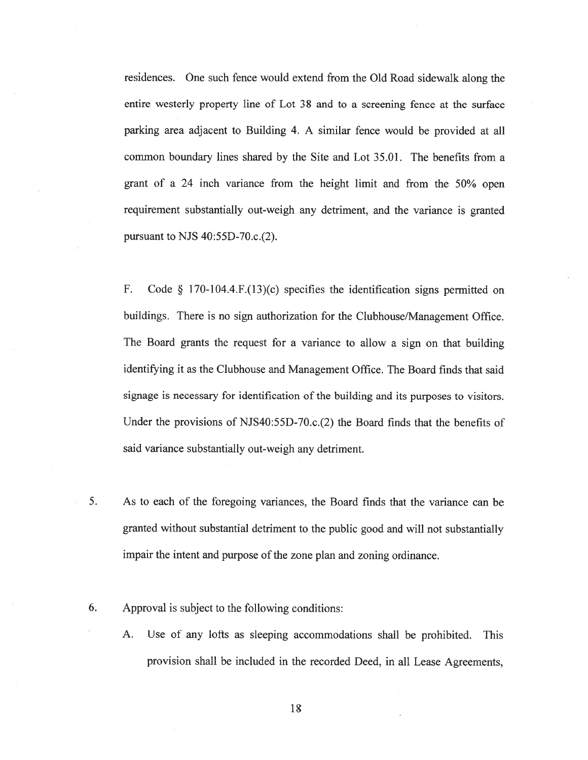residences. One such fence would extend from the Old Road sidewalk along the entire westerly property line of Lot 38 and to a screening fence at the surface parking area adjacent to Building 4. A similar fence would be provided at all common boundary lines shared by the Site and Lot 35.01. The benefits from a grant of a 24 inch variance from the height limit and from the 50% open requirement substantially out-weigh any detriment, and the variance is granted pursuant to NJS 40:55D-70.c.(2).

F. Code § 170-104.4.F.(13)(c) specifies the identification signs permitted on buildings. There is no sign authorization for the Clubhouse/Management Office. The Board grants the request for a variance to allow a sign on that building identifying it as the Clubhouse and Management Office. The Board finds that said signage is necessary for identification of the building and its purposes to visitors. Under the provisions of NJS40:55D-70.c.(2) the Board finds that the benefits of said variance substantially out-weigh any detriment.

5. As to each of the foregoing variances, the Board finds that the variance can be granted without substantial detriment to the public good and will not substantially impair the intent and purpose of the zone plan and zoning ordinance.

6. Approval is subject to the following conditions:

   A. Use of any lofts as sleeping accommodations shall be prohibited. This provision shall be included in the recorded Deed, in all Lease Agreements,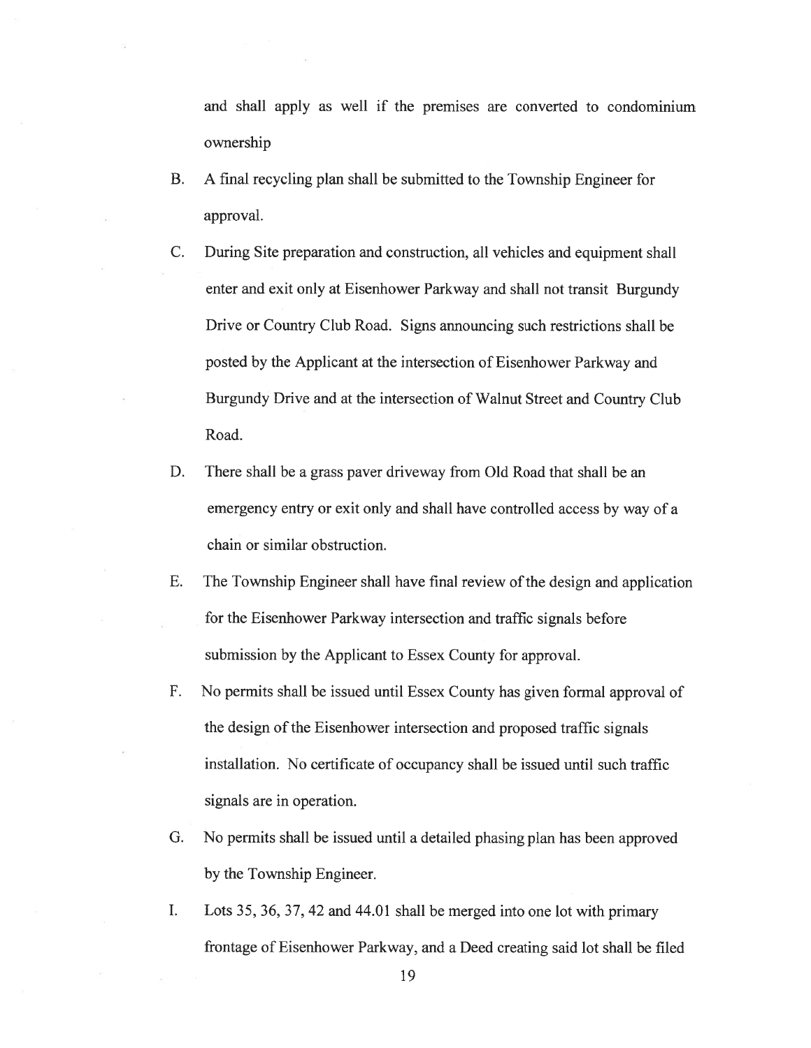and shall apply as well if the premises are converted to condominium ownership

B. A final recycling plan shall be submitted to the Township Engineer for approval.

C. During Site preparation and construction, all vehicles and equipment shall enter and exit only at Eisenhower Parkway and shall not transit Burgundy Drive or Country Club Road. Signs announcing such restrictions shall be posted by the Applicant at the intersection of Eisenhower Parkway and Burgundy Drive and at the intersection of Walnut Street and Country Club Road.

D. There shall be a grass paver driveway from Old Road that shall be an emergency entry or exit only and shall have controlled access by way of a chain or similar obstruction.

E. The Township Engineer shall have final review of the design and application for the Eisenhower Parkway intersection and traffic signals before submission by the Applicant to Essex County for approval.

F. No permits shall be issued until Essex County has given formal approval of the design of the Eisenhower intersection and proposed traffic signals installation. No certificate of occupancy shall be issued until such traffic signals are in operation.

G. No permits shall be issued until a detailed phasing plan has been approved by the Township Engineer.

I. Lots 35, 36, 37, 42 and 44.01 shall be merged into one lot with primary frontage of Eisenhower Parkway, and a Deed creating said lot shall be filed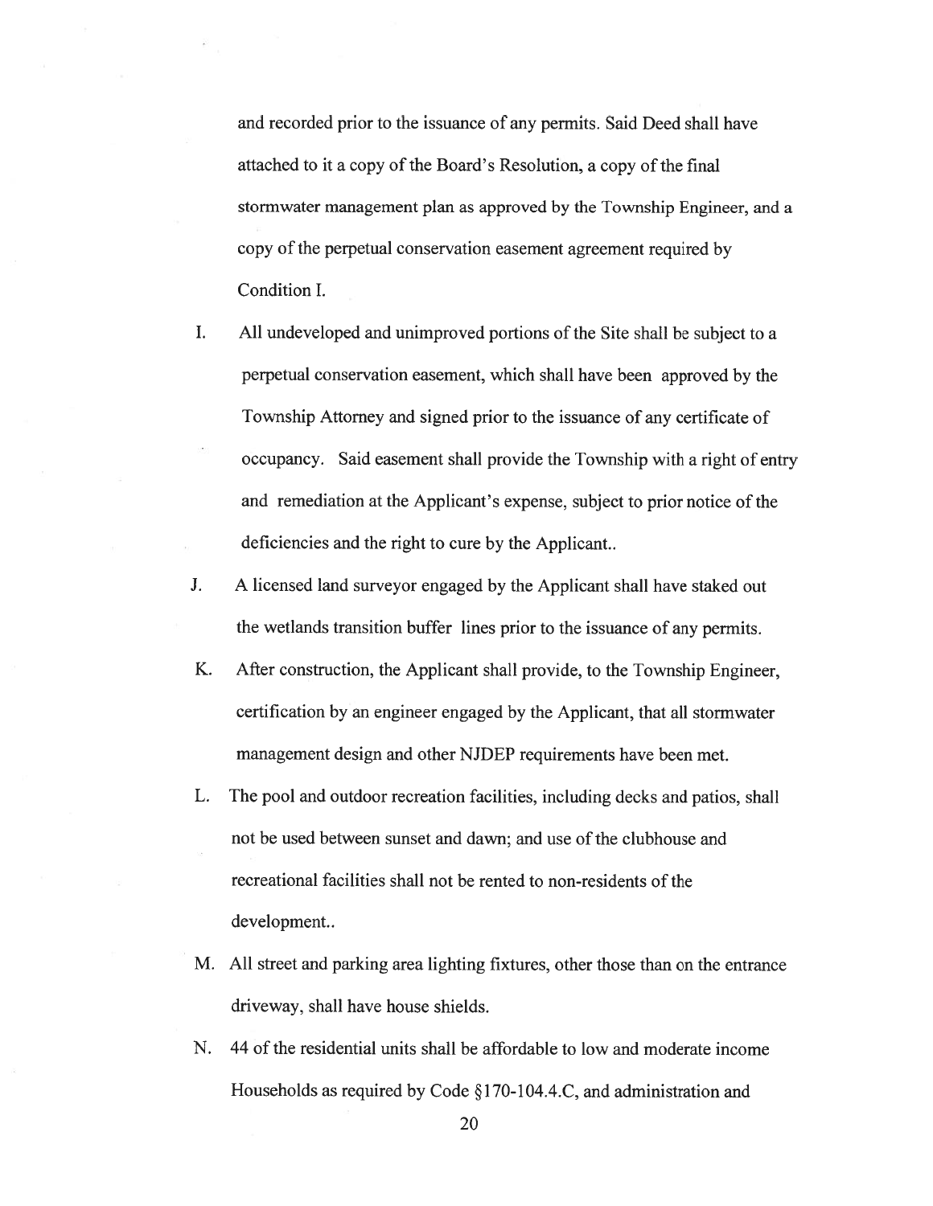and recorded prior to the issuance of any permits. Said Deed shall have attached to it a copy of the Board's Resolution, a copy of the final stormwater management plan as approved by the Township Engineer, and a copy of the perpetual conservation easement agreement required by Condition I.

I. All undeveloped and unimproved portions of the Site shall be subject to a perpetual conservation easement, which shall have been approved by the Township Attorney and signed prior to the issuance of any certificate of occupancy. Said easement shall provide the Township with a right of entry and remediation at the Applicant's expense, subject to prior notice of the deficiencies and the right to cure by the Applicant..

J. A licensed land surveyor engaged by the Applicant shall have staked out the wetlands transition buffer lines prior to the issuance of any permits.

K. After construction, the Applicant shall provide, to the Township Engineer, certification by an engineer engaged by the Applicant, that all stormwater management design and other NJDEP requirements have been met.

L. The pool and outdoor recreation facilities, including decks and patios, shall not be used between sunset and dawn; and use of the clubhouse and recreational facilities shall not be rented to non-residents of the development..

M. All street and parking area lighting fixtures, other those than on the entrance driveway, shall have house shields.

N. 44 of the residential units shall be affordable to low and moderate income Households as required by Code §170-104.4.C, and administration and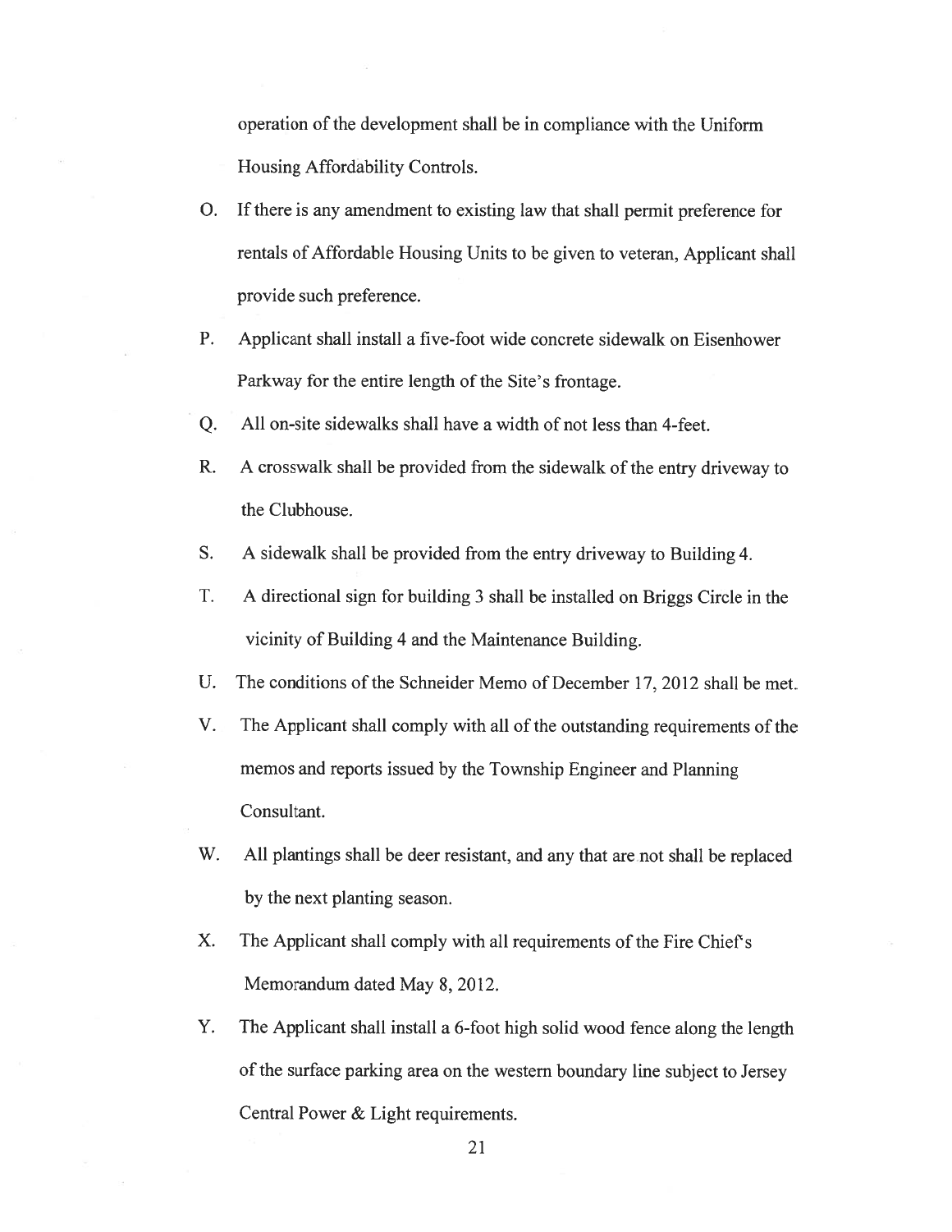operation of the development shall be in compliance with the Uniform Housing Affordability Controls.

O. If there is any amendment to existing law that shall permit preference for rentals of Affordable Housing Units to be given to veteran, Applicant shall provide such preference.

P. Applicant shall install a five-foot wide concrete sidewalk on Eisenhower Parkway for the entire length of the Site's frontage.

Q. All on-site sidewalks shall have a width of not less than 4-feet.

R. A crosswalk shall be provided from the sidewalk of the entry driveway to the Clubhouse.

S. A sidewalk shall be provided from the entry driveway to Building 4.

T. A directional sign for building 3 shall be installed on Briggs Circle in the vicinity of Building 4 and the Maintenance Building.

U. The conditions of the Schneider Memo of December 17, 2012 shall be met.

V. The Applicant shall comply with all of the outstanding requirements of the memos and reports issued by the Township Engineer and Planning Consultant.

W. All plantings shall be deer resistant, and any that are not shall be replaced by the next planting season.

X. The Applicant shall comply with all requirements of the Fire Chief's Memorandum dated May 8, 2012.

Y. The Applicant shall install a 6-foot high solid wood fence along the length of the surface parking area on the western boundary line subject to Jersey Central Power & Light requirements.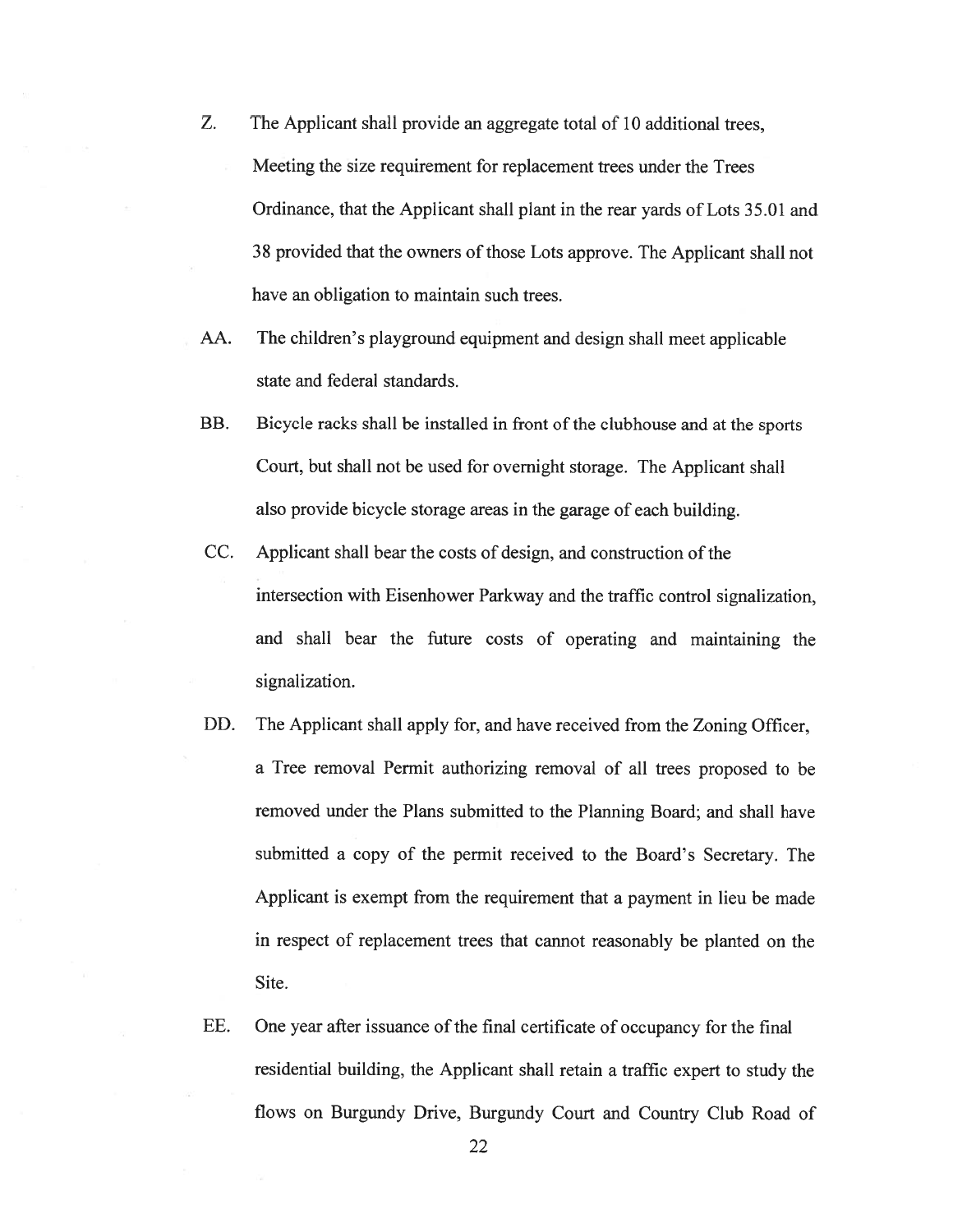Z. The Applicant shall provide an aggregate total of 10 additional trees, Meeting the size requirement for replacement trees under the Trees Ordinance, that the Applicant shall plant in the rear yards of Lots 35.01 and 38 provided that the owners of those Lots approve. The Applicant shall not have an obligation to maintain such trees.

AA. The children's playground equipment and design shall meet applicable state and federal standards.

BB. Bicycle racks shall be installed in front of the clubhouse and at the sports Court, but shall not be used for overnight storage. The Applicant shall also provide bicycle storage areas in the garage of each building.

CC. Applicant shall bear the costs of design, and construction of the intersection with Eisenhower Parkway and the traffic control signalization, and shall bear the future costs of operating and maintaining the signalization.

DD. The Applicant shall apply for, and have received from the Zoning Officer, a Tree removal Permit authorizing removal of all trees proposed to be removed under the Plans submitted to the Planning Board; and shall have submitted a copy of the permit received to the Board's Secretary. The Applicant is exempt from the requirement that a payment in lieu be made in respect of replacement trees that cannot reasonably be planted on the Site.

EE. One year after issuance of the final certificate of occupancy for the final residential building, the Applicant shall retain a traffic expert to study the flows on Burgundy Drive, Burgundy Court and Country Club Road of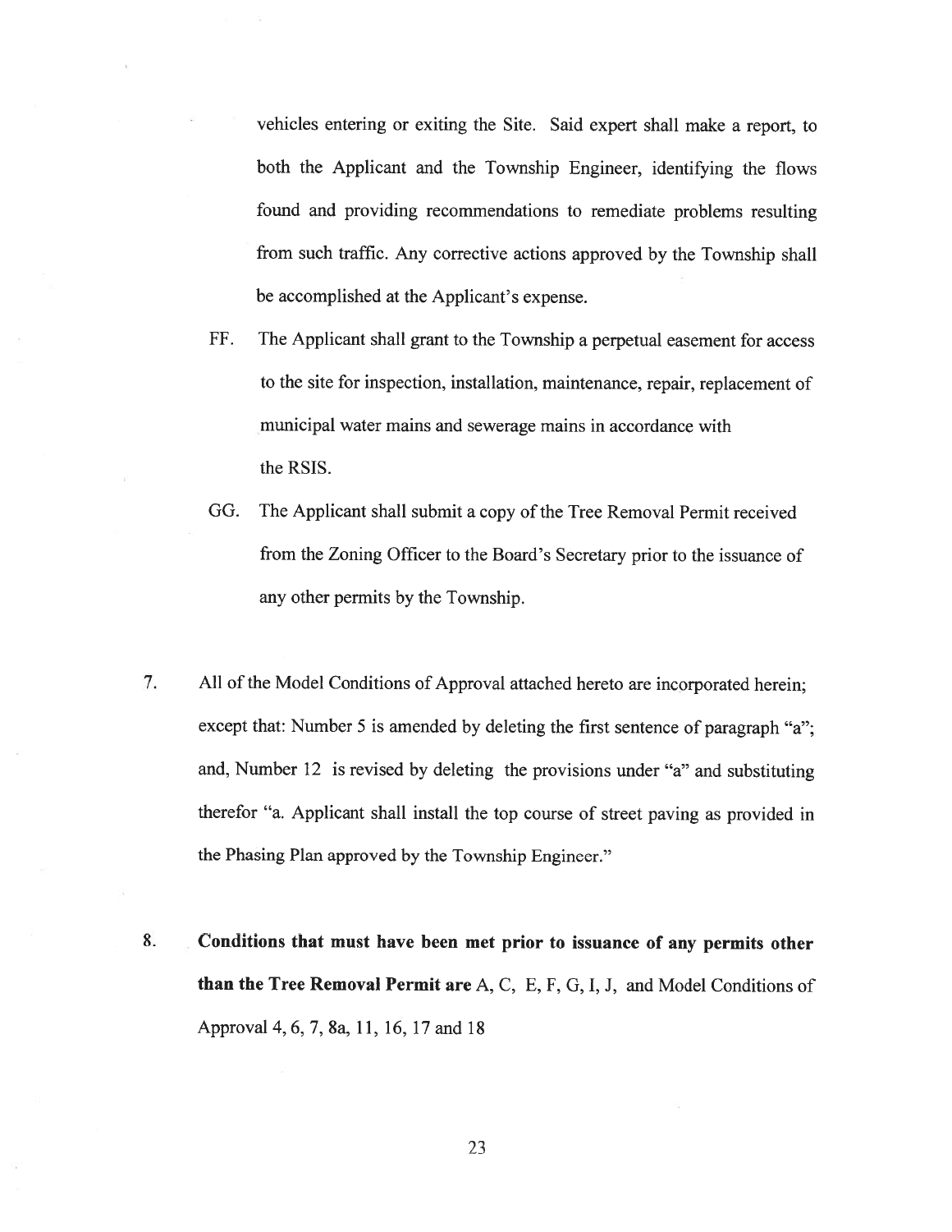vehicles entering or exiting the Site. Said expert shall make a report, to both the Applicant and the Township Engineer, identifying the flows found and providing recommendations to remediate problems resulting from such traffic. Any corrective actions approved by the Township shall be accomplished at the Applicant's expense.

FF. The Applicant shall grant to the Township a perpetual easement for access to the site for inspection, installation, maintenance, repair, replacement of municipal water mains and sewerage mains in accordance with the RSIS.

GG. The Applicant shall submit a copy of the Tree Removal Permit received from the Zoning Officer to the Board's Secretary prior to the issuance of any other permits by the Township.

7. All of the Model Conditions of Approval attached hereto are incorporated herein; except that: Number 5 is amended by deleting the first sentence of paragraph "a"; and, Number 12 is revised by deleting the provisions under "a" and substituting therefor "a. Applicant shall install the top course of street paving as provided in the Phasing Plan approved by the Township Engineer."

8. **Conditions that must have been met prior to issuance of any permits other than the Tree Removal Permit are** A, C, E, F, G, I, J, and Model Conditions of Approval 4, 6, 7, 8a, 11, 16, 17 and 18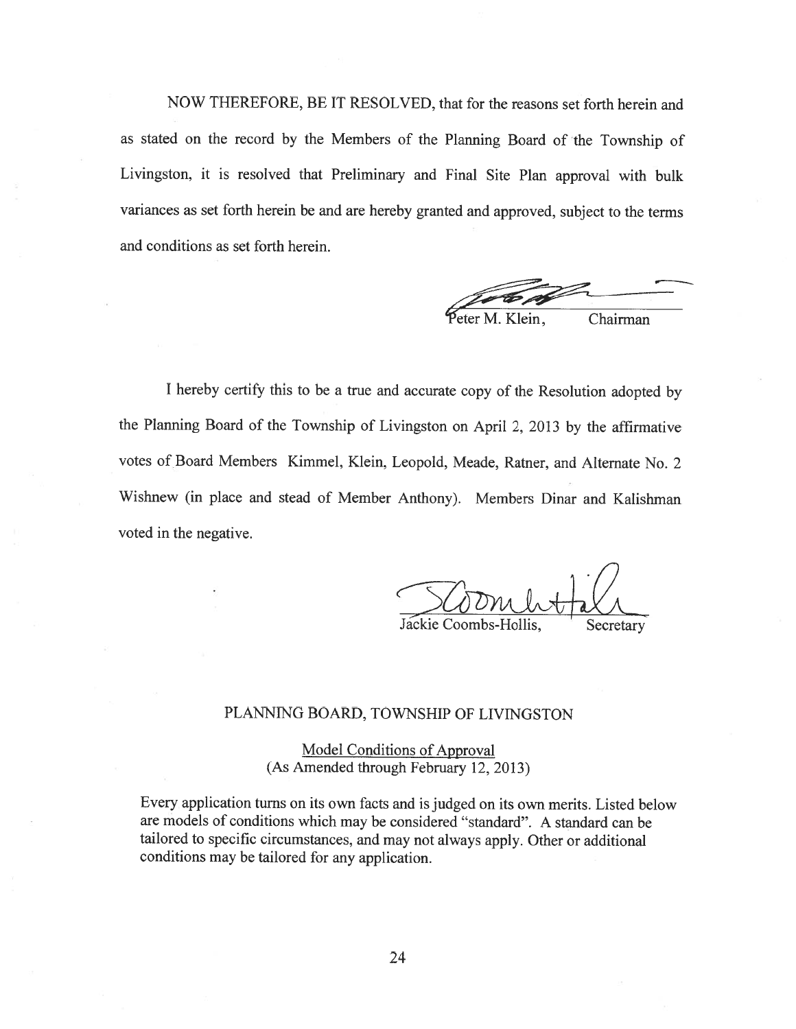NOW THEREFORE, BE IT RESOLVED, that for the reasons set forth herein and as stated on the record by the Members of the Planning Board of the Township of Livingston, it is resolved that Preliminary and Final Site Plan approval with bulk variances as set forth herein be and are hereby granted and approved, subject to the terms and conditions as set forth herein.

Peter M. Klein, Chairman

I hereby certify this to be a true and accurate copy of the Resolution adopted by the Planning Board of the Township of Livingston on April 2, 2013 by the affirmative votes of Board Members Kimmel, Klein, Leopold, Meade, Ratner, and Alternate No. 2 Wishnew (in place and stead of Member Anthony). Members Dinar and Kalishman voted in the negative.

Jackie Coombs-Hollis, Secretary

## PLANNING BOARD, TOWNSHIP OF LIVINGSTON

Model Conditions of Approval
(As Amended through February 12, 2013)

Every application turns on its own facts and is judged on its own merits. Listed below are models of conditions which may be considered "standard". A standard can be tailored to specific circumstances, and may not always apply. Other or additional conditions may be tailored for any application.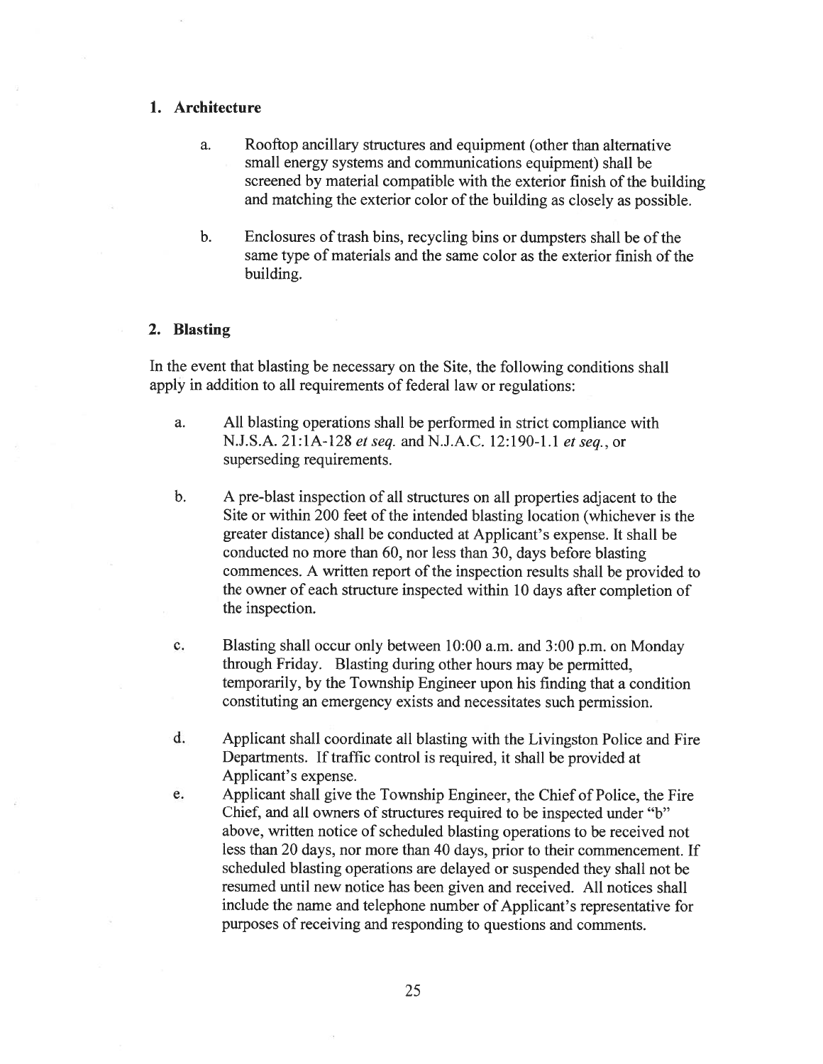### 1. Architecture

a. Rooftop ancillary structures and equipment (other than alternative small energy systems and communications equipment) shall be screened by material compatible with the exterior finish of the building and matching the exterior color of the building as closely as possible.

b. Enclosures of trash bins, recycling bins or dumpsters shall be of the same type of materials and the same color as the exterior finish of the building.

### 2. Blasting

In the event that blasting be necessary on the Site, the following conditions shall apply in addition to all requirements of federal law or regulations:

a. All blasting operations shall be performed in strict compliance with N.J.S.A. 21:1A-128 *et seq.* and N.J.A.C. 12:190-1.1 *et seq.*, or superseding requirements.

b. A pre-blast inspection of all structures on all properties adjacent to the Site or within 200 feet of the intended blasting location (whichever is the greater distance) shall be conducted at Applicant's expense. It shall be conducted no more than 60, nor less than 30, days before blasting commences. A written report of the inspection results shall be provided to the owner of each structure inspected within 10 days after completion of the inspection.

c. Blasting shall occur only between 10:00 a.m. and 3:00 p.m. on Monday through Friday. Blasting during other hours may be permitted, temporarily, by the Township Engineer upon his finding that a condition constituting an emergency exists and necessitates such permission.

d. Applicant shall coordinate all blasting with the Livingston Police and Fire Departments. If traffic control is required, it shall be provided at Applicant's expense.

e. Applicant shall give the Township Engineer, the Chief of Police, the Fire Chief, and all owners of structures required to be inspected under "b" above, written notice of scheduled blasting operations to be received not less than 20 days, nor more than 40 days, prior to their commencement. If scheduled blasting operations are delayed or suspended they shall not be resumed until new notice has been given and received. All notices shall include the name and telephone number of Applicant's representative for purposes of receiving and responding to questions and comments.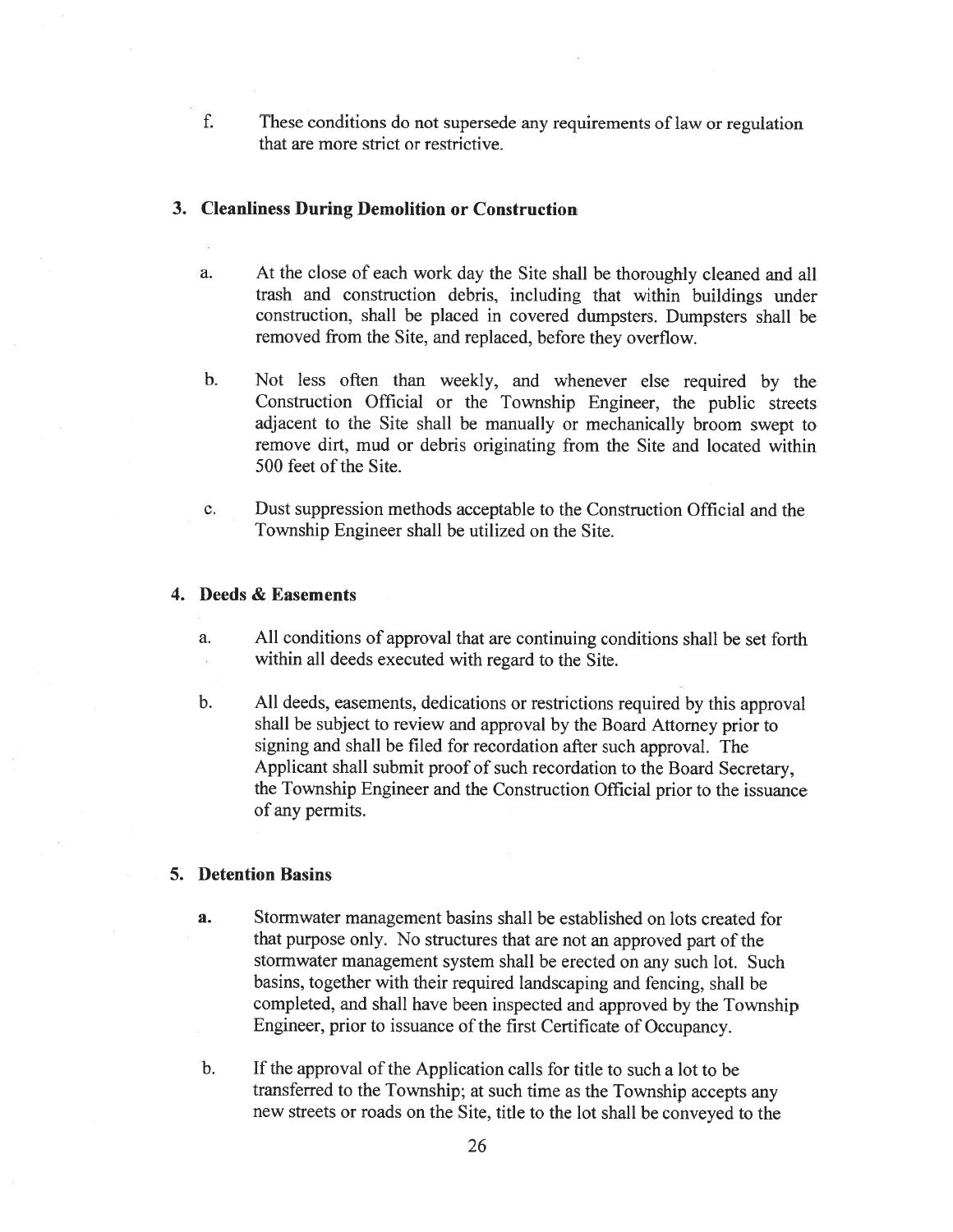f. These conditions do not supersede any requirements of law or regulation that are more strict or restrictive.

## 3. Cleanliness During Demolition or Construction

a. At the close of each work day the Site shall be thoroughly cleaned and all trash and construction debris, including that within buildings under construction, shall be placed in covered dumpsters. Dumpsters shall be removed from the Site, and replaced, before they overflow.

b. Not less often than weekly, and whenever else required by the Construction Official or the Township Engineer, the public streets adjacent to the Site shall be manually or mechanically broom swept to remove dirt, mud or debris originating from the Site and located within 500 feet of the Site.

c. Dust suppression methods acceptable to the Construction Official and the Township Engineer shall be utilized on the Site.

## 4. Deeds & Easements

a. All conditions of approval that are continuing conditions shall be set forth within all deeds executed with regard to the Site.

b. All deeds, easements, dedications or restrictions required by this approval shall be subject to review and approval by the Board Attorney prior to signing and shall be filed for recordation after such approval. The Applicant shall submit proof of such recordation to the Board Secretary, the Township Engineer and the Construction Official prior to the issuance of any permits.

## 5. Detention Basins

a. Stormwater management basins shall be established on lots created for that purpose only. No structures that are not an approved part of the stormwater management system shall be erected on any such lot. Such basins, together with their required landscaping and fencing, shall be completed, and shall have been inspected and approved by the Township Engineer, prior to issuance of the first Certificate of Occupancy.

b. If the approval of the Application calls for title to such a lot to be transferred to the Township; at such time as the Township accepts any new streets or roads on the Site, title to the lot shall be conveyed to the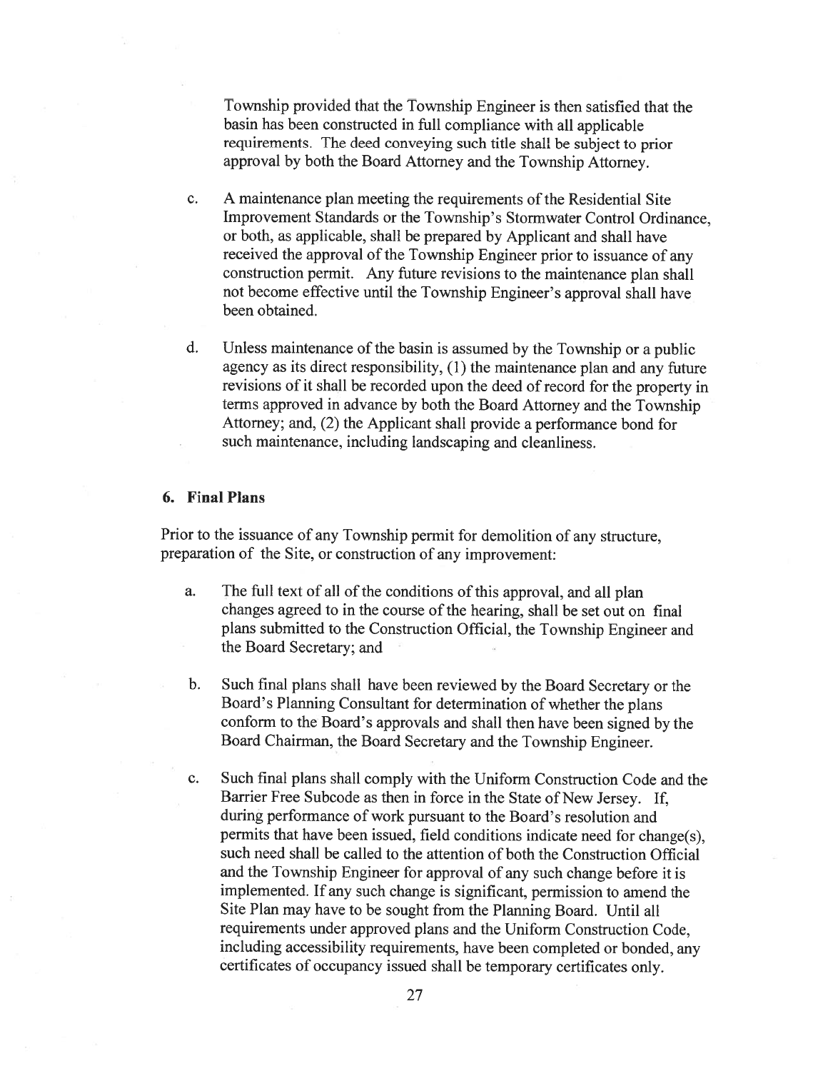Township provided that the Township Engineer is then satisfied that the basin has been constructed in full compliance with all applicable requirements. The deed conveying such title shall be subject to prior approval by both the Board Attorney and the Township Attorney.

c. A maintenance plan meeting the requirements of the Residential Site Improvement Standards or the Township's Stormwater Control Ordinance, or both, as applicable, shall be prepared by Applicant and shall have received the approval of the Township Engineer prior to issuance of any construction permit. Any future revisions to the maintenance plan shall not become effective until the Township Engineer's approval shall have been obtained.

d. Unless maintenance of the basin is assumed by the Township or a public agency as its direct responsibility, (1) the maintenance plan and any future revisions of it shall be recorded upon the deed of record for the property in terms approved in advance by both the Board Attorney and the Township Attorney; and, (2) the Applicant shall provide a performance bond for such maintenance, including landscaping and cleanliness.

### 6. Final Plans

Prior to the issuance of any Township permit for demolition of any structure, preparation of the Site, or construction of any improvement:

a. The full text of all of the conditions of this approval, and all plan changes agreed to in the course of the hearing, shall be set out on final plans submitted to the Construction Official, the Township Engineer and the Board Secretary; and

b. Such final plans shall have been reviewed by the Board Secretary or the Board's Planning Consultant for determination of whether the plans conform to the Board's approvals and shall then have been signed by the Board Chairman, the Board Secretary and the Township Engineer.

c. Such final plans shall comply with the Uniform Construction Code and the Barrier Free Subcode as then in force in the State of New Jersey. If, during performance of work pursuant to the Board's resolution and permits that have been issued, field conditions indicate need for change(s), such need shall be called to the attention of both the Construction Official and the Township Engineer for approval of any such change before it is implemented. If any such change is significant, permission to amend the Site Plan may have to be sought from the Planning Board. Until all requirements under approved plans and the Uniform Construction Code, including accessibility requirements, have been completed or bonded, any certificates of occupancy issued shall be temporary certificates only.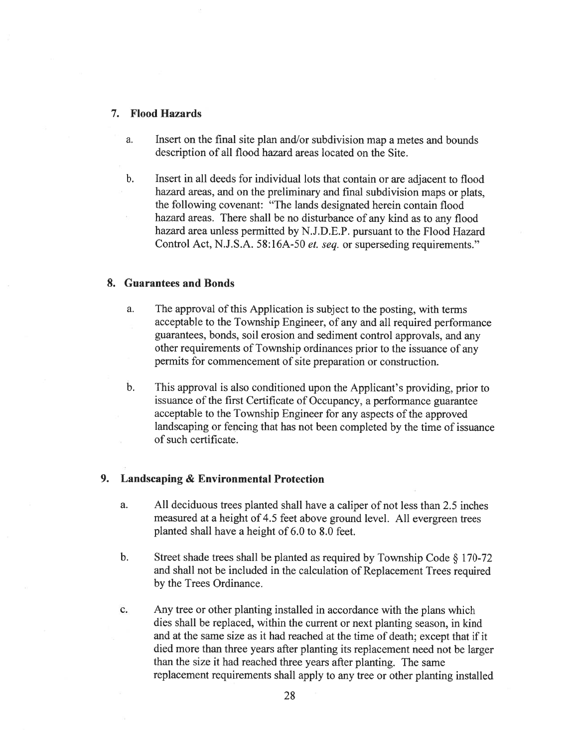### 7. Flood Hazards

a. Insert on the final site plan and/or subdivision map a metes and bounds description of all flood hazard areas located on the Site.

b. Insert in all deeds for individual lots that contain or are adjacent to flood hazard areas, and on the preliminary and final subdivision maps or plats, the following covenant: "The lands designated herein contain flood hazard areas. There shall be no disturbance of any kind as to any flood hazard area unless permitted by N.J.D.E.P. pursuant to the Flood Hazard Control Act, N.J.S.A. 58:16A-50 *et. seq.* or superseding requirements."

### 8. Guarantees and Bonds

a. The approval of this Application is subject to the posting, with terms acceptable to the Township Engineer, of any and all required performance guarantees, bonds, soil erosion and sediment control approvals, and any other requirements of Township ordinances prior to the issuance of any permits for commencement of site preparation or construction.

b. This approval is also conditioned upon the Applicant's providing, prior to issuance of the first Certificate of Occupancy, a performance guarantee acceptable to the Township Engineer for any aspects of the approved landscaping or fencing that has not been completed by the time of issuance of such certificate.

### 9. Landscaping & Environmental Protection

a. All deciduous trees planted shall have a caliper of not less than 2.5 inches measured at a height of 4.5 feet above ground level. All evergreen trees planted shall have a height of 6.0 to 8.0 feet.

b. Street shade trees shall be planted as required by Township Code § 170-72 and shall not be included in the calculation of Replacement Trees required by the Trees Ordinance.

c. Any tree or other planting installed in accordance with the plans which dies shall be replaced, within the current or next planting season, in kind and at the same size as it had reached at the time of death; except that if it died more than three years after planting its replacement need not be larger than the size it had reached three years after planting. The same replacement requirements shall apply to any tree or other planting installed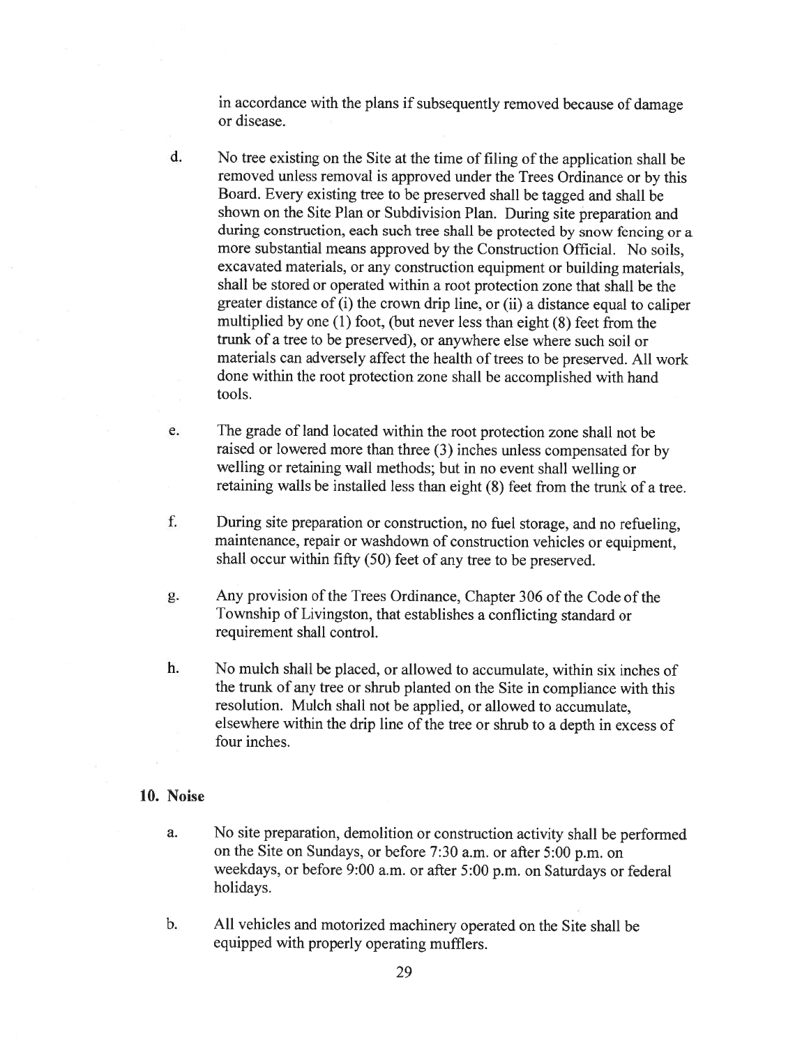in accordance with the plans if subsequently removed because of damage or disease.

d. No tree existing on the Site at the time of filing of the application shall be removed unless removal is approved under the Trees Ordinance or by this Board. Every existing tree to be preserved shall be tagged and shall be shown on the Site Plan or Subdivision Plan. During site preparation and during construction, each such tree shall be protected by snow fencing or a more substantial means approved by the Construction Official. No soils, excavated materials, or any construction equipment or building materials, shall be stored or operated within a root protection zone that shall be the greater distance of (i) the crown drip line, or (ii) a distance equal to caliper multiplied by one (1) foot, (but never less than eight (8) feet from the trunk of a tree to be preserved), or anywhere else where such soil or materials can adversely affect the health of trees to be preserved. All work done within the root protection zone shall be accomplished with hand tools.

e. The grade of land located within the root protection zone shall not be raised or lowered more than three (3) inches unless compensated for by welling or retaining wall methods; but in no event shall welling or retaining walls be installed less than eight (8) feet from the trunk of a tree.

f. During site preparation or construction, no fuel storage, and no refueling, maintenance, repair or washdown of construction vehicles or equipment, shall occur within fifty (50) feet of any tree to be preserved.

g. Any provision of the Trees Ordinance, Chapter 306 of the Code of the Township of Livingston, that establishes a conflicting standard or requirement shall control.

h. No mulch shall be placed, or allowed to accumulate, within six inches of the trunk of any tree or shrub planted on the Site in compliance with this resolution. Mulch shall not be applied, or allowed to accumulate, elsewhere within the drip line of the tree or shrub to a depth in excess of four inches.

## 10. Noise

a. No site preparation, demolition or construction activity shall be performed on the Site on Sundays, or before 7:30 a.m. or after 5:00 p.m. on weekdays, or before 9:00 a.m. or after 5:00 p.m. on Saturdays or federal holidays.

b. All vehicles and motorized machinery operated on the Site shall be equipped with properly operating mufflers.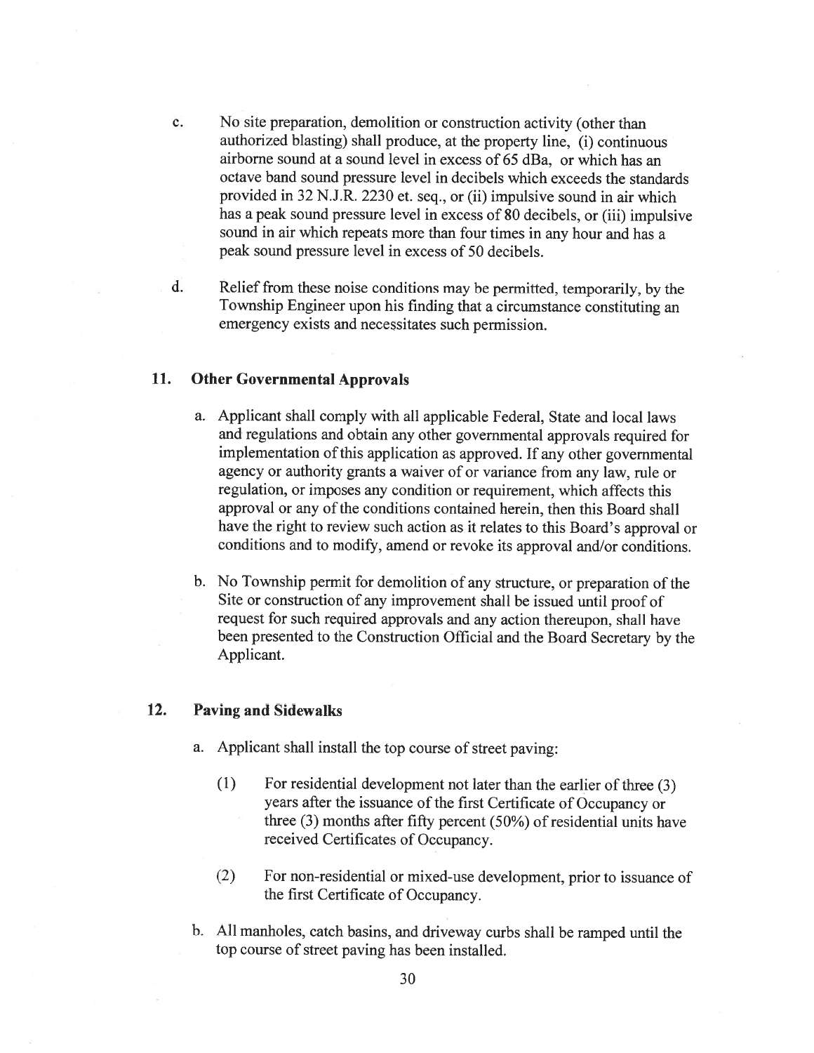c. No site preparation, demolition or construction activity (other than authorized blasting) shall produce, at the property line, (i) continuous airborne sound at a sound level in excess of 65 dBa, or which has an octave band sound pressure level in decibels which exceeds the standards provided in 32 N.J.R. 2230 et. seq., or (ii) impulsive sound in air which has a peak sound pressure level in excess of 80 decibels, or (iii) impulsive sound in air which repeats more than four times in any hour and has a peak sound pressure level in excess of 50 decibels.

d. Relief from these noise conditions may be permitted, temporarily, by the Township Engineer upon his finding that a circumstance constituting an emergency exists and necessitates such permission.

### 11. Other Governmental Approvals

a. Applicant shall comply with all applicable Federal, State and local laws and regulations and obtain any other governmental approvals required for implementation of this application as approved. If any other governmental agency or authority grants a waiver of or variance from any law, rule or regulation, or imposes any condition or requirement, which affects this approval or any of the conditions contained herein, then this Board shall have the right to review such action as it relates to this Board's approval or conditions and to modify, amend or revoke its approval and/or conditions.

b. No Township permit for demolition of any structure, or preparation of the Site or construction of any improvement shall be issued until proof of request for such required approvals and any action thereupon, shall have been presented to the Construction Official and the Board Secretary by the Applicant.

### 12. Paving and Sidewalks

a. Applicant shall install the top course of street paving:

(1) For residential development not later than the earlier of three (3) years after the issuance of the first Certificate of Occupancy or three (3) months after fifty percent (50%) of residential units have received Certificates of Occupancy.

(2) For non-residential or mixed-use development, prior to issuance of the first Certificate of Occupancy.

b. All manholes, catch basins, and driveway curbs shall be ramped until the top course of street paving has been installed.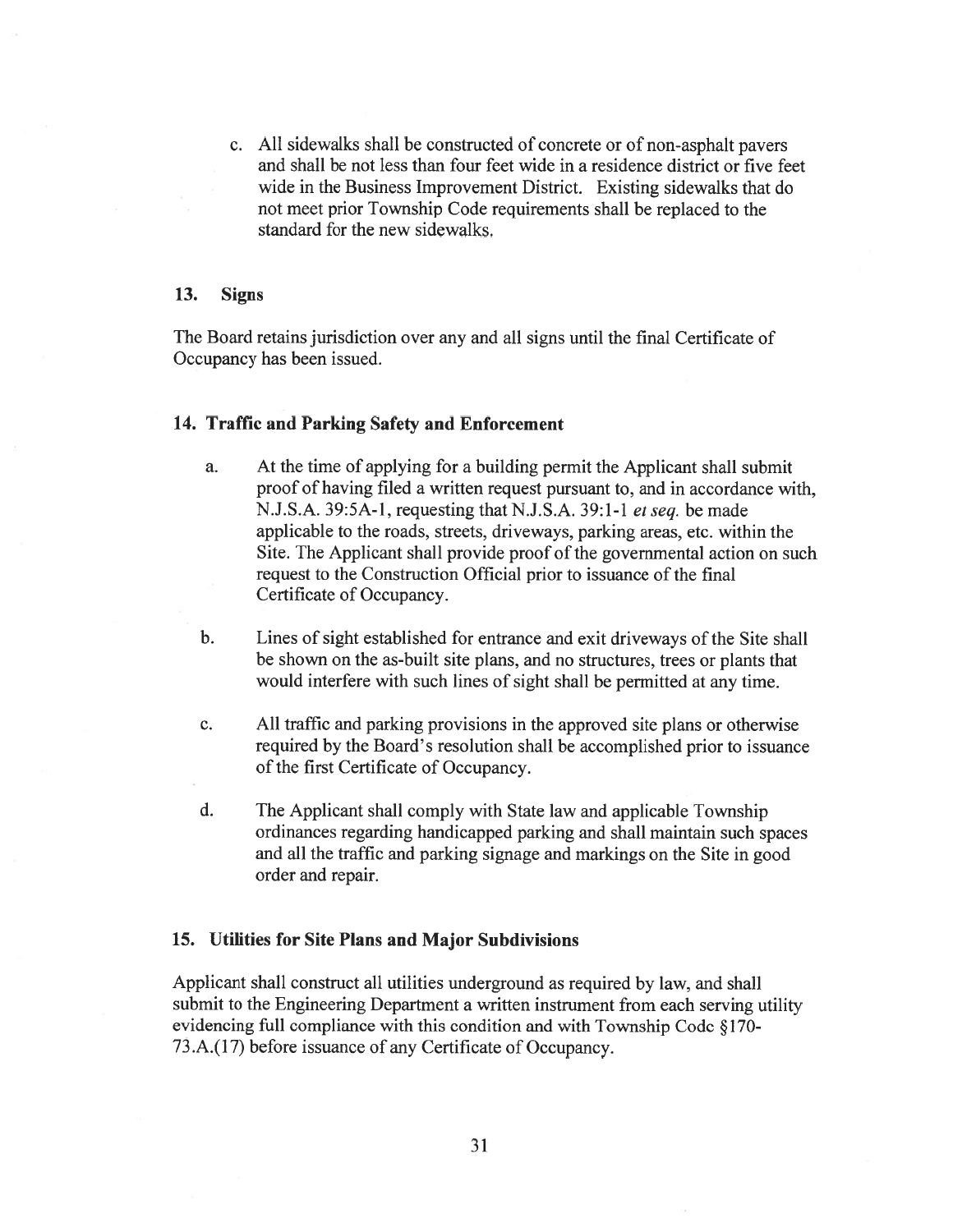c. All sidewalks shall be constructed of concrete or of non-asphalt pavers and shall be not less than four feet wide in a residence district or five feet wide in the Business Improvement District. Existing sidewalks that do not meet prior Township Code requirements shall be replaced to the standard for the new sidewalks.

### 13. Signs

The Board retains jurisdiction over any and all signs until the final Certificate of Occupancy has been issued.

### 14. Traffic and Parking Safety and Enforcement

a. At the time of applying for a building permit the Applicant shall submit proof of having filed a written request pursuant to, and in accordance with, N.J.S.A. 39:5A-1, requesting that N.J.S.A. 39:1-1 *et seq.* be made applicable to the roads, streets, driveways, parking areas, etc. within the Site. The Applicant shall provide proof of the governmental action on such request to the Construction Official prior to issuance of the final Certificate of Occupancy.

b. Lines of sight established for entrance and exit driveways of the Site shall be shown on the as-built site plans, and no structures, trees or plants that would interfere with such lines of sight shall be permitted at any time.

c. All traffic and parking provisions in the approved site plans or otherwise required by the Board's resolution shall be accomplished prior to issuance of the first Certificate of Occupancy.

d. The Applicant shall comply with State law and applicable Township ordinances regarding handicapped parking and shall maintain such spaces and all the traffic and parking signage and markings on the Site in good order and repair.

### 15. Utilities for Site Plans and Major Subdivisions

Applicant shall construct all utilities underground as required by law, and shall submit to the Engineering Department a written instrument from each serving utility evidencing full compliance with this condition and with Township Code §170-73.A.(17) before issuance of any Certificate of Occupancy.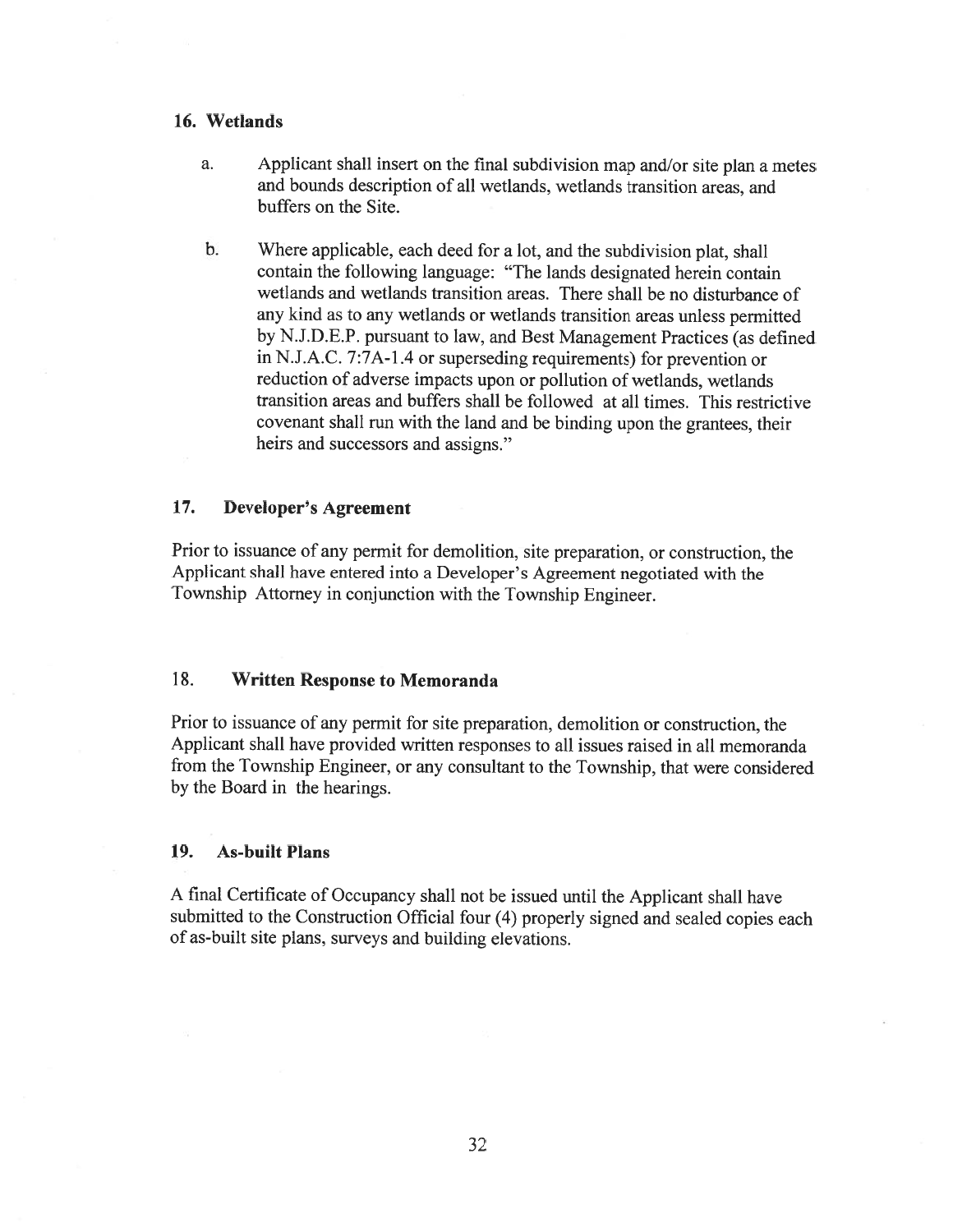### 16. Wetlands

a. Applicant shall insert on the final subdivision map and/or site plan a metes and bounds description of all wetlands, wetlands transition areas, and buffers on the Site.

b. Where applicable, each deed for a lot, and the subdivision plat, shall contain the following language: "The lands designated herein contain wetlands and wetlands transition areas. There shall be no disturbance of any kind as to any wetlands or wetlands transition areas unless permitted by N.J.D.E.P. pursuant to law, and Best Management Practices (as defined in N.J.A.C. 7:7A-1.4 or superseding requirements) for prevention or reduction of adverse impacts upon or pollution of wetlands, wetlands transition areas and buffers shall be followed at all times. This restrictive covenant shall run with the land and be binding upon the grantees, their heirs and successors and assigns."

### 17. Developer's Agreement

Prior to issuance of any permit for demolition, site preparation, or construction, the Applicant shall have entered into a Developer's Agreement negotiated with the Township Attorney in conjunction with the Township Engineer.

### 18. Written Response to Memoranda

Prior to issuance of any permit for site preparation, demolition or construction, the Applicant shall have provided written responses to all issues raised in all memoranda from the Township Engineer, or any consultant to the Township, that were considered by the Board in the hearings.

### 19. As-built Plans

A final Certificate of Occupancy shall not be issued until the Applicant shall have submitted to the Construction Official four (4) properly signed and sealed copies each of as-built site plans, surveys and building elevations.